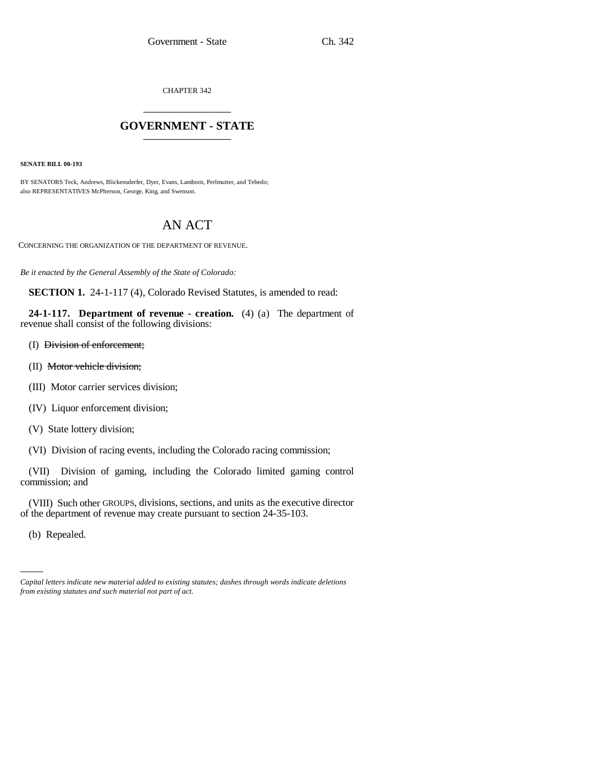CHAPTER 342

# GOVERNMENT - STATE

**SENATE BILL 00-193**

BY SENATORS Teck, Andrews, Blickensderfer, Dyer, Evans, Lamborn, Perlmutter, and Tebedo;
also REPRESENTATIVES McPherson, George, King, and Swenson.

# AN ACT

CONCERNING THE ORGANIZATION OF THE DEPARTMENT OF REVENUE.

*Be it enacted by the General Assembly of the State of Colorado:*

**SECTION 1.** 24-1-117 (4), Colorado Revised Statutes, is amended to read:

**24-1-117. Department of revenue - creation.** (4) (a) The department of revenue shall consist of the following divisions:

(I) ~~Division of enforcement;~~

(II) ~~Motor vehicle division;~~

(III) Motor carrier services division;

(IV) Liquor enforcement division;

(V) State lottery division;

(VI) Division of racing events, including the Colorado racing commission;

(VII) Division of gaming, including the Colorado limited gaming control commission; and

(VIII) Such other GROUPS, divisions, sections, and units as the executive director of the department of revenue may create pursuant to section 24-35-103.

(b) Repealed.

*Capital letters indicate new material added to existing statutes; dashes through words indicate deletions from existing statutes and such material not part of act.*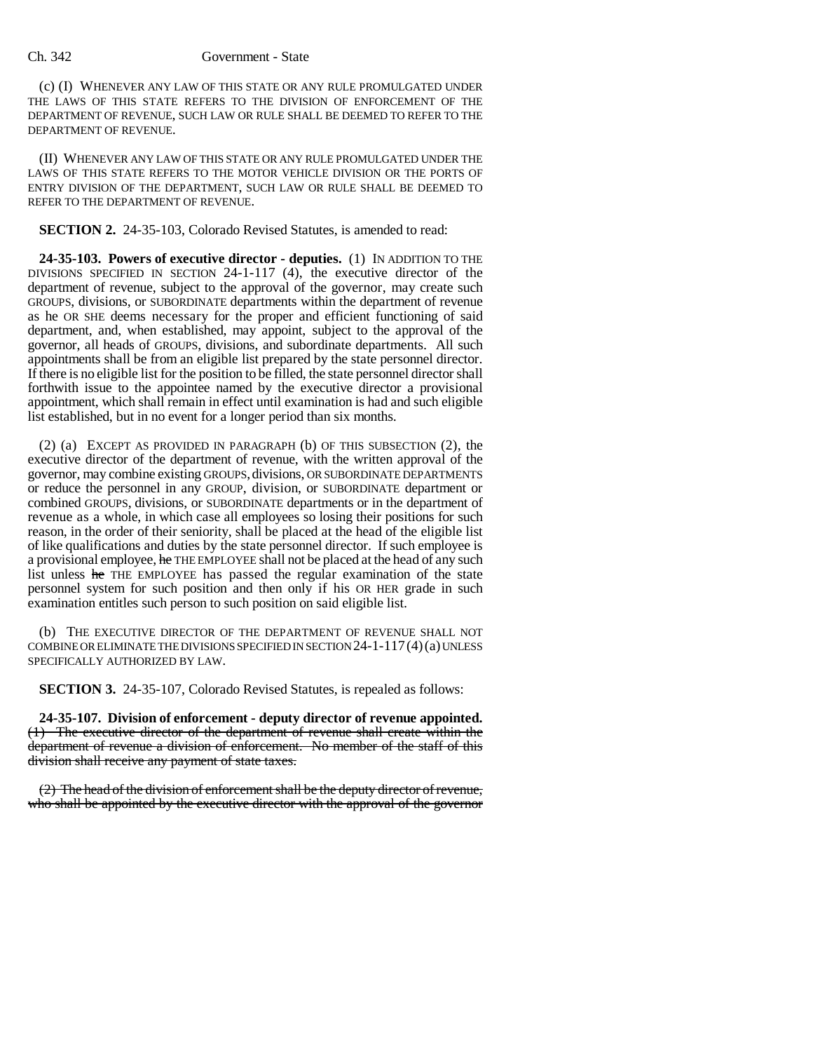(c) (I) WHENEVER ANY LAW OF THIS STATE OR ANY RULE PROMULGATED UNDER THE LAWS OF THIS STATE REFERS TO THE DIVISION OF ENFORCEMENT OF THE DEPARTMENT OF REVENUE, SUCH LAW OR RULE SHALL BE DEEMED TO REFER TO THE DEPARTMENT OF REVENUE.

(II) WHENEVER ANY LAW OF THIS STATE OR ANY RULE PROMULGATED UNDER THE LAWS OF THIS STATE REFERS TO THE MOTOR VEHICLE DIVISION OR THE PORTS OF ENTRY DIVISION OF THE DEPARTMENT, SUCH LAW OR RULE SHALL BE DEEMED TO REFER TO THE DEPARTMENT OF REVENUE.

**SECTION 2.** 24-35-103, Colorado Revised Statutes, is amended to read:

**24-35-103. Powers of executive director - deputies.** (1) IN ADDITION TO THE DIVISIONS SPECIFIED IN SECTION 24-1-117 (4), the executive director of the department of revenue, subject to the approval of the governor, may create such GROUPS, divisions, or SUBORDINATE departments within the department of revenue as he OR SHE deems necessary for the proper and efficient functioning of said department, and, when established, may appoint, subject to the approval of the governor, all heads of GROUPS, divisions, and subordinate departments. All such appointments shall be from an eligible list prepared by the state personnel director. If there is no eligible list for the position to be filled, the state personnel director shall forthwith issue to the appointee named by the executive director a provisional appointment, which shall remain in effect until examination is had and such eligible list established, but in no event for a longer period than six months.

(2) (a) EXCEPT AS PROVIDED IN PARAGRAPH (b) OF THIS SUBSECTION (2), the executive director of the department of revenue, with the written approval of the governor, may combine existing GROUPS, divisions, OR SUBORDINATE DEPARTMENTS or reduce the personnel in any GROUP, division, or SUBORDINATE department or combined GROUPS, divisions, or SUBORDINATE departments or in the department of revenue as a whole, in which case all employees so losing their positions for such reason, in the order of their seniority, shall be placed at the head of the eligible list of like qualifications and duties by the state personnel director. If such employee is a provisional employee, ~~he~~ THE EMPLOYEE shall not be placed at the head of any such list unless ~~he~~ THE EMPLOYEE has passed the regular examination of the state personnel system for such position and then only if his OR HER grade in such examination entitles such person to such position on said eligible list.

(b) THE EXECUTIVE DIRECTOR OF THE DEPARTMENT OF REVENUE SHALL NOT COMBINE OR ELIMINATE THE DIVISIONS SPECIFIED IN SECTION 24-1-117 (4) (a) UNLESS SPECIFICALLY AUTHORIZED BY LAW.

**SECTION 3.** 24-35-107, Colorado Revised Statutes, is repealed as follows:

**24-35-107. Division of enforcement - deputy director of revenue appointed.** ~~(1) The executive director of the department of revenue shall create within the department of revenue a division of enforcement. No member of the staff of this division shall receive any payment of state taxes.~~

~~(2) The head of the division of enforcement shall be the deputy director of revenue, who shall be appointed by the executive director with the approval of the governor~~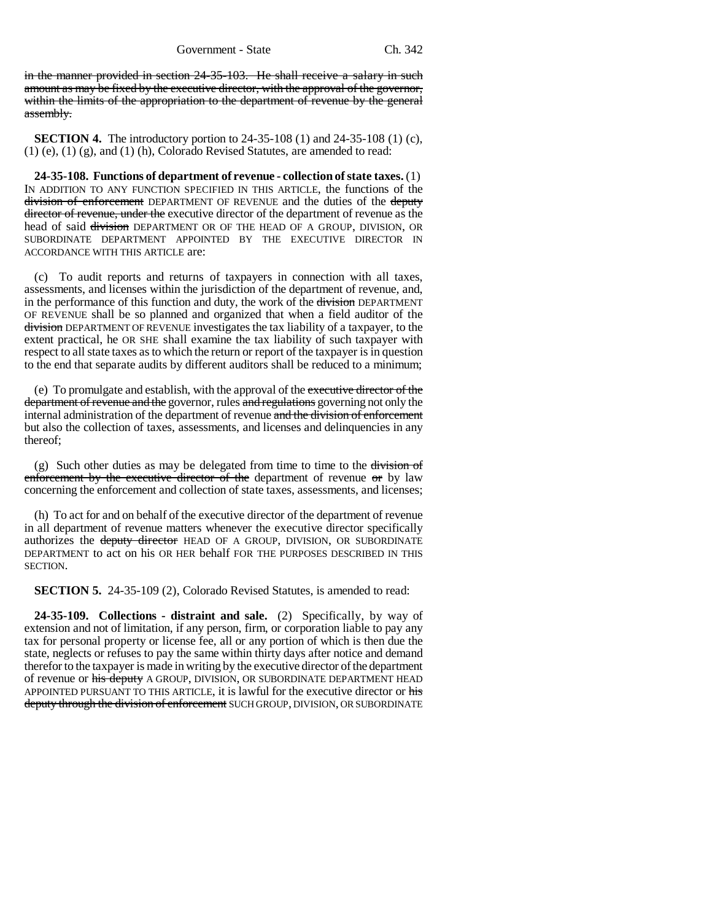~~in the manner provided in section 24-35-103. He shall receive a salary in such amount as may be fixed by the executive director, with the approval of the governor, within the limits of the appropriation to the department of revenue by the general assembly.~~

**SECTION 4.** The introductory portion to 24-35-108 (1) and 24-35-108 (1) (c), (1) (e), (1) (g), and (1) (h), Colorado Revised Statutes, are amended to read:

**24-35-108. Functions of department of revenue - collection of state taxes.** (1) IN ADDITION TO ANY FUNCTION SPECIFIED IN THIS ARTICLE, the functions of the ~~division of enforcement~~ DEPARTMENT OF REVENUE and the duties of the ~~deputy director of revenue, under the~~ executive director of the department of revenue as the head of said ~~division~~ DEPARTMENT OR OF THE HEAD OF A GROUP, DIVISION, OR SUBORDINATE DEPARTMENT APPOINTED BY THE EXECUTIVE DIRECTOR IN ACCORDANCE WITH THIS ARTICLE are:

(c) To audit reports and returns of taxpayers in connection with all taxes, assessments, and licenses within the jurisdiction of the department of revenue, and, in the performance of this function and duty, the work of the ~~division~~ DEPARTMENT OF REVENUE shall be so planned and organized that when a field auditor of the ~~division~~ DEPARTMENT OF REVENUE investigates the tax liability of a taxpayer, to the extent practical, he OR SHE shall examine the tax liability of such taxpayer with respect to all state taxes as to which the return or report of the taxpayer is in question to the end that separate audits by different auditors shall be reduced to a minimum;

(e) To promulgate and establish, with the approval of the ~~executive director of the department of revenue and the~~ governor, rules ~~and regulations~~ governing not only the internal administration of the department of revenue ~~and the division of enforcement~~ but also the collection of taxes, assessments, and licenses and delinquencies in any thereof;

(g) Such other duties as may be delegated from time to time to the ~~division of enforcement by the executive director of the~~ department of revenue ~~or~~ by law concerning the enforcement and collection of state taxes, assessments, and licenses;

(h) To act for and on behalf of the executive director of the department of revenue in all department of revenue matters whenever the executive director specifically authorizes the ~~deputy director~~ HEAD OF A GROUP, DIVISION, OR SUBORDINATE DEPARTMENT to act on his OR HER behalf FOR THE PURPOSES DESCRIBED IN THIS SECTION.

**SECTION 5.** 24-35-109 (2), Colorado Revised Statutes, is amended to read:

**24-35-109. Collections - distraint and sale.** (2) Specifically, by way of extension and not of limitation, if any person, firm, or corporation liable to pay any tax for personal property or license fee, all or any portion of which is then due the state, neglects or refuses to pay the same within thirty days after notice and demand therefor to the taxpayer is made in writing by the executive director of the department of revenue or ~~his deputy~~ A GROUP, DIVISION, OR SUBORDINATE DEPARTMENT HEAD APPOINTED PURSUANT TO THIS ARTICLE, it is lawful for the executive director or ~~his deputy through the division of enforcement~~ SUCH GROUP, DIVISION, OR SUBORDINATE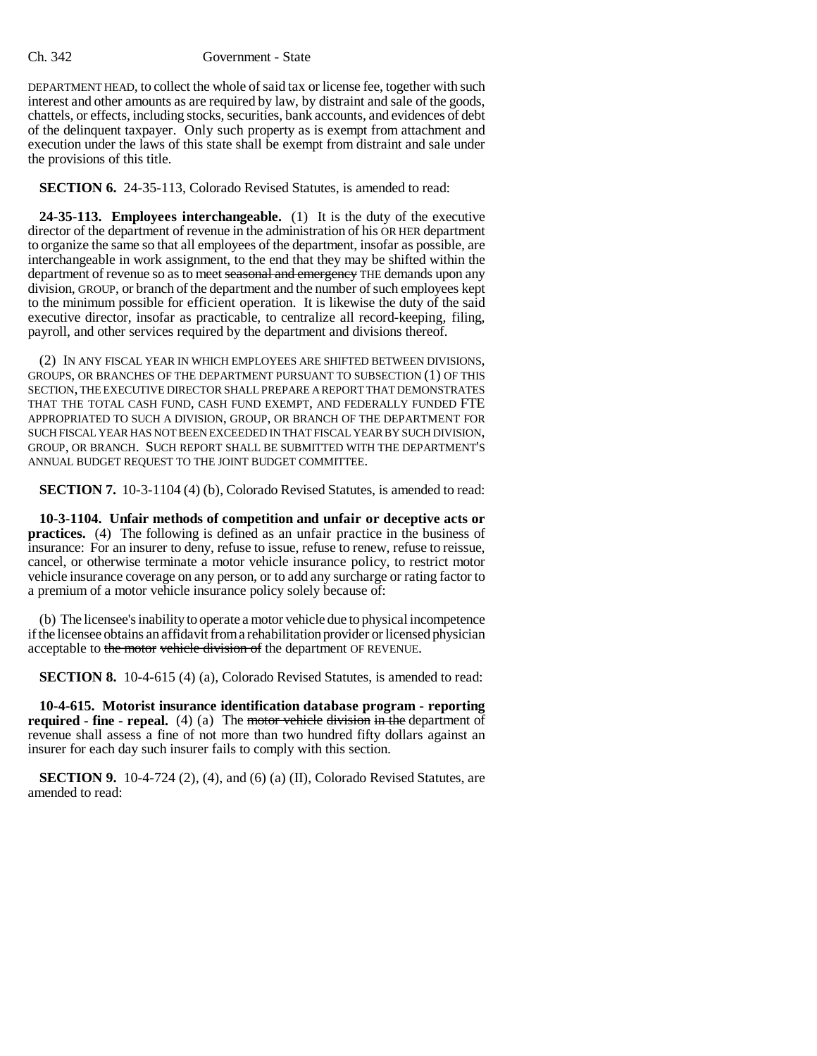DEPARTMENT HEAD, to collect the whole of said tax or license fee, together with such interest and other amounts as are required by law, by distraint and sale of the goods, chattels, or effects, including stocks, securities, bank accounts, and evidences of debt of the delinquent taxpayer. Only such property as is exempt from attachment and execution under the laws of this state shall be exempt from distraint and sale under the provisions of this title.

**SECTION 6.** 24-35-113, Colorado Revised Statutes, is amended to read:

**24-35-113. Employees interchangeable.** (1) It is the duty of the executive director of the department of revenue in the administration of his OR HER department to organize the same so that all employees of the department, insofar as possible, are interchangeable in work assignment, to the end that they may be shifted within the department of revenue so as to meet ~~seasonal and emergency~~ THE demands upon any division, GROUP, or branch of the department and the number of such employees kept to the minimum possible for efficient operation. It is likewise the duty of the said executive director, insofar as practicable, to centralize all record-keeping, filing, payroll, and other services required by the department and divisions thereof.

(2) IN ANY FISCAL YEAR IN WHICH EMPLOYEES ARE SHIFTED BETWEEN DIVISIONS, GROUPS, OR BRANCHES OF THE DEPARTMENT PURSUANT TO SUBSECTION (1) OF THIS SECTION, THE EXECUTIVE DIRECTOR SHALL PREPARE A REPORT THAT DEMONSTRATES THAT THE TOTAL CASH FUND, CASH FUND EXEMPT, AND FEDERALLY FUNDED FTE APPROPRIATED TO SUCH A DIVISION, GROUP, OR BRANCH OF THE DEPARTMENT FOR SUCH FISCAL YEAR HAS NOT BEEN EXCEEDED IN THAT FISCAL YEAR BY SUCH DIVISION, GROUP, OR BRANCH. SUCH REPORT SHALL BE SUBMITTED WITH THE DEPARTMENT'S ANNUAL BUDGET REQUEST TO THE JOINT BUDGET COMMITTEE.

**SECTION 7.** 10-3-1104 (4) (b), Colorado Revised Statutes, is amended to read:

**10-3-1104. Unfair methods of competition and unfair or deceptive acts or practices.** (4) The following is defined as an unfair practice in the business of insurance: For an insurer to deny, refuse to issue, refuse to renew, refuse to reissue, cancel, or otherwise terminate a motor vehicle insurance policy, to restrict motor vehicle insurance coverage on any person, or to add any surcharge or rating factor to a premium of a motor vehicle insurance policy solely because of:

(b) The licensee's inability to operate a motor vehicle due to physical incompetence if the licensee obtains an affidavit from a rehabilitation provider or licensed physician acceptable to ~~the motor vehicle division of~~ the department OF REVENUE.

**SECTION 8.** 10-4-615 (4) (a), Colorado Revised Statutes, is amended to read:

**10-4-615. Motorist insurance identification database program - reporting required - fine - repeal.** (4) (a) The ~~motor vehicle division in the~~ department of revenue shall assess a fine of not more than two hundred fifty dollars against an insurer for each day such insurer fails to comply with this section.

**SECTION 9.** 10-4-724 (2), (4), and (6) (a) (II), Colorado Revised Statutes, are amended to read: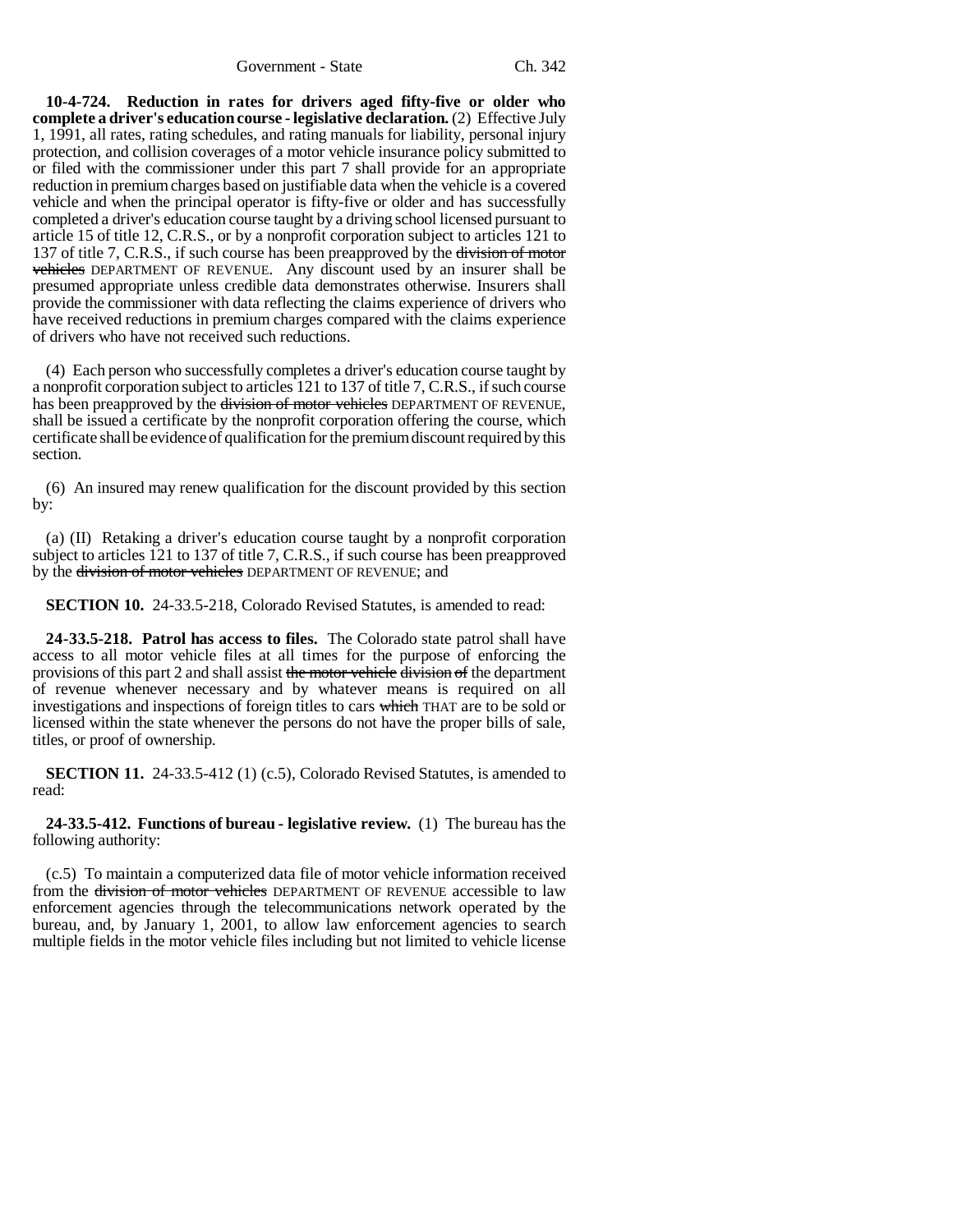**10-4-724. Reduction in rates for drivers aged fifty-five or older who complete a driver's education course - legislative declaration.** (2) Effective July 1, 1991, all rates, rating schedules, and rating manuals for liability, personal injury protection, and collision coverages of a motor vehicle insurance policy submitted to or filed with the commissioner under this part 7 shall provide for an appropriate reduction in premium charges based on justifiable data when the vehicle is a covered vehicle and when the principal operator is fifty-five or older and has successfully completed a driver's education course taught by a driving school licensed pursuant to article 15 of title 12, C.R.S., or by a nonprofit corporation subject to articles 121 to 137 of title 7, C.R.S., if such course has been preapproved by the ~~division of motor vehicles~~ DEPARTMENT OF REVENUE. Any discount used by an insurer shall be presumed appropriate unless credible data demonstrates otherwise. Insurers shall provide the commissioner with data reflecting the claims experience of drivers who have received reductions in premium charges compared with the claims experience of drivers who have not received such reductions.

(4) Each person who successfully completes a driver's education course taught by a nonprofit corporation subject to articles 121 to 137 of title 7, C.R.S., if such course has been preapproved by the ~~division of motor vehicles~~ DEPARTMENT OF REVENUE, shall be issued a certificate by the nonprofit corporation offering the course, which certificate shall be evidence of qualification for the premium discount required by this section.

(6) An insured may renew qualification for the discount provided by this section by:

(a) (II) Retaking a driver's education course taught by a nonprofit corporation subject to articles 121 to 137 of title 7, C.R.S., if such course has been preapproved by the ~~division of motor vehicles~~ DEPARTMENT OF REVENUE; and

**SECTION 10.** 24-33.5-218, Colorado Revised Statutes, is amended to read:

**24-33.5-218. Patrol has access to files.** The Colorado state patrol shall have access to all motor vehicle files at all times for the purpose of enforcing the provisions of this part 2 and shall assist ~~the motor vehicle division of~~ the department of revenue whenever necessary and by whatever means is required on all investigations and inspections of foreign titles to cars ~~which~~ THAT are to be sold or licensed within the state whenever the persons do not have the proper bills of sale, titles, or proof of ownership.

**SECTION 11.** 24-33.5-412 (1) (c.5), Colorado Revised Statutes, is amended to read:

**24-33.5-412. Functions of bureau - legislative review.** (1) The bureau has the following authority:

(c.5) To maintain a computerized data file of motor vehicle information received from the ~~division of motor vehicles~~ DEPARTMENT OF REVENUE accessible to law enforcement agencies through the telecommunications network operated by the bureau, and, by January 1, 2001, to allow law enforcement agencies to search multiple fields in the motor vehicle files including but not limited to vehicle license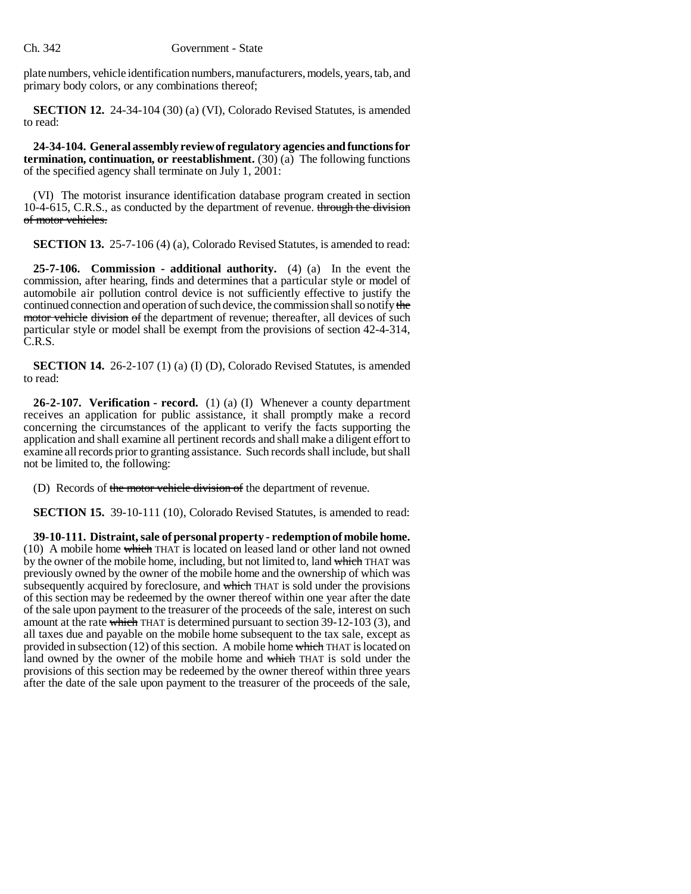plate numbers, vehicle identification numbers, manufacturers, models, years, tab, and primary body colors, or any combinations thereof;

**SECTION 12.** 24-34-104 (30) (a) (VI), Colorado Revised Statutes, is amended to read:

**24-34-104. General assembly review of regulatory agencies and functions for termination, continuation, or reestablishment.** (30) (a) The following functions of the specified agency shall terminate on July 1, 2001:

(VI) The motorist insurance identification database program created in section 10-4-615, C.R.S., as conducted by the department of revenue. ~~through the division of motor vehicles.~~

**SECTION 13.** 25-7-106 (4) (a), Colorado Revised Statutes, is amended to read:

**25-7-106. Commission - additional authority.** (4) (a) In the event the commission, after hearing, finds and determines that a particular style or model of automobile air pollution control device is not sufficiently effective to justify the continued connection and operation of such device, the commission shall so notify ~~the motor vehicle division of~~ the department of revenue; thereafter, all devices of such particular style or model shall be exempt from the provisions of section 42-4-314, C.R.S.

**SECTION 14.** 26-2-107 (1) (a) (I) (D), Colorado Revised Statutes, is amended to read:

**26-2-107. Verification - record.** (1) (a) (I) Whenever a county department receives an application for public assistance, it shall promptly make a record concerning the circumstances of the applicant to verify the facts supporting the application and shall examine all pertinent records and shall make a diligent effort to examine all records prior to granting assistance. Such records shall include, but shall not be limited to, the following:

(D) Records of ~~the motor vehicle division of~~ the department of revenue.

**SECTION 15.** 39-10-111 (10), Colorado Revised Statutes, is amended to read:

**39-10-111. Distraint, sale of personal property - redemption of mobile home.** (10) A mobile home ~~which~~ THAT is located on leased land or other land not owned by the owner of the mobile home, including, but not limited to, land ~~which~~ THAT was previously owned by the owner of the mobile home and the ownership of which was subsequently acquired by foreclosure, and ~~which~~ THAT is sold under the provisions of this section may be redeemed by the owner thereof within one year after the date of the sale upon payment to the treasurer of the proceeds of the sale, interest on such amount at the rate ~~which~~ THAT is determined pursuant to section 39-12-103 (3), and all taxes due and payable on the mobile home subsequent to the tax sale, except as provided in subsection (12) of this section. A mobile home ~~which~~ THAT is located on land owned by the owner of the mobile home and ~~which~~ THAT is sold under the provisions of this section may be redeemed by the owner thereof within three years after the date of the sale upon payment to the treasurer of the proceeds of the sale,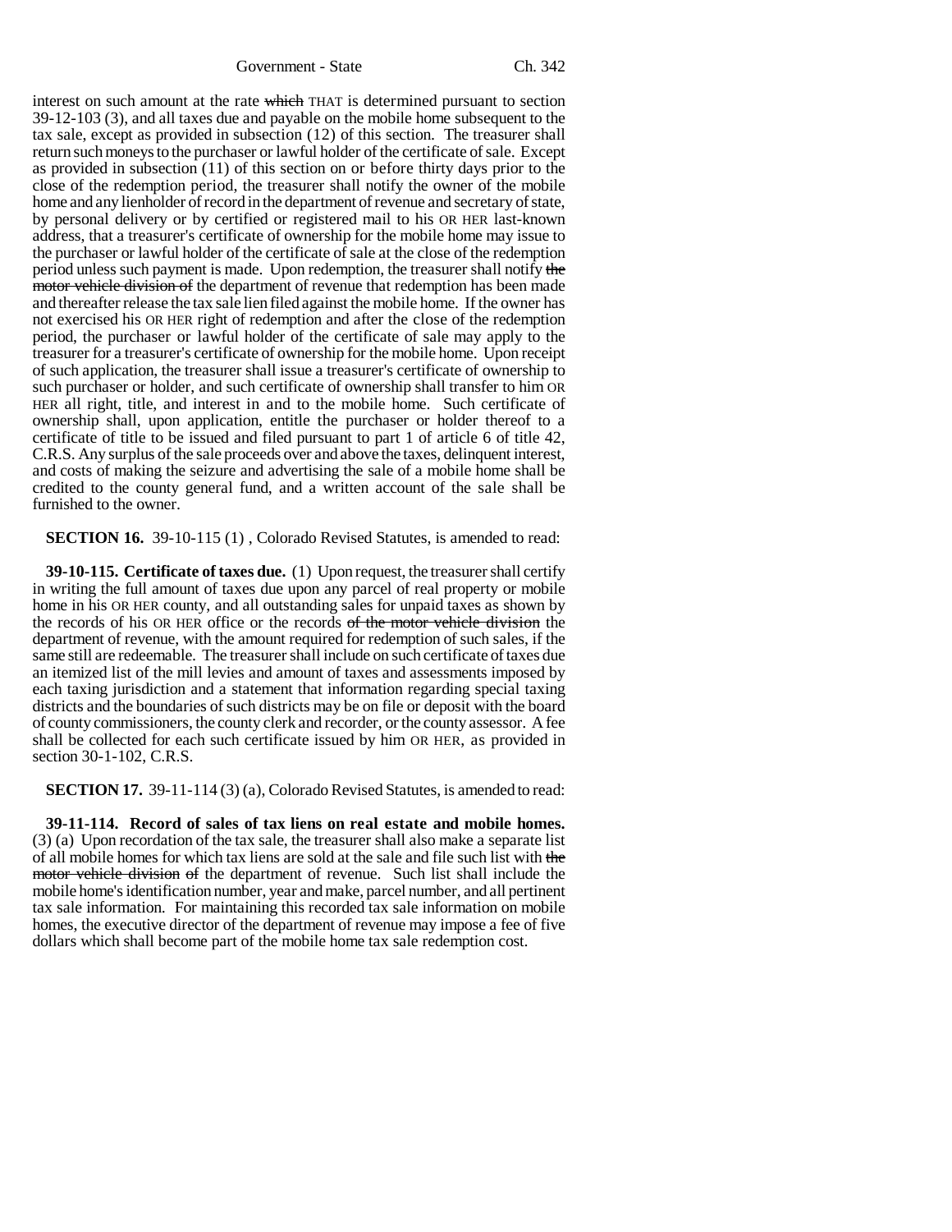interest on such amount at the rate ~~which~~ THAT is determined pursuant to section 39-12-103 (3), and all taxes due and payable on the mobile home subsequent to the tax sale, except as provided in subsection (12) of this section. The treasurer shall return such moneys to the purchaser or lawful holder of the certificate of sale. Except as provided in subsection (11) of this section on or before thirty days prior to the close of the redemption period, the treasurer shall notify the owner of the mobile home and any lienholder of record in the department of revenue and secretary of state, by personal delivery or by certified or registered mail to his OR HER last-known address, that a treasurer's certificate of ownership for the mobile home may issue to the purchaser or lawful holder of the certificate of sale at the close of the redemption period unless such payment is made. Upon redemption, the treasurer shall notify ~~the motor vehicle division of~~ the department of revenue that redemption has been made and thereafter release the tax sale lien filed against the mobile home. If the owner has not exercised his OR HER right of redemption and after the close of the redemption period, the purchaser or lawful holder of the certificate of sale may apply to the treasurer for a treasurer's certificate of ownership for the mobile home. Upon receipt of such application, the treasurer shall issue a treasurer's certificate of ownership to such purchaser or holder, and such certificate of ownership shall transfer to him OR HER all right, title, and interest in and to the mobile home. Such certificate of ownership shall, upon application, entitle the purchaser or holder thereof to a certificate of title to be issued and filed pursuant to part 1 of article 6 of title 42, C.R.S. Any surplus of the sale proceeds over and above the taxes, delinquent interest, and costs of making the seizure and advertising the sale of a mobile home shall be credited to the county general fund, and a written account of the sale shall be furnished to the owner.

**SECTION 16.** 39-10-115 (1) , Colorado Revised Statutes, is amended to read:

**39-10-115. Certificate of taxes due.** (1) Upon request, the treasurer shall certify in writing the full amount of taxes due upon any parcel of real property or mobile home in his OR HER county, and all outstanding sales for unpaid taxes as shown by the records of his OR HER office or the records ~~of the motor vehicle division~~ the department of revenue, with the amount required for redemption of such sales, if the same still are redeemable. The treasurer shall include on such certificate of taxes due an itemized list of the mill levies and amount of taxes and assessments imposed by each taxing jurisdiction and a statement that information regarding special taxing districts and the boundaries of such districts may be on file or deposit with the board of county commissioners, the county clerk and recorder, or the county assessor. A fee shall be collected for each such certificate issued by him OR HER, as provided in section 30-1-102, C.R.S.

**SECTION 17.** 39-11-114 (3) (a), Colorado Revised Statutes, is amended to read:

**39-11-114. Record of sales of tax liens on real estate and mobile homes.** (3) (a) Upon recordation of the tax sale, the treasurer shall also make a separate list of all mobile homes for which tax liens are sold at the sale and file such list with ~~the motor vehicle division of~~ the department of revenue. Such list shall include the mobile home's identification number, year and make, parcel number, and all pertinent tax sale information. For maintaining this recorded tax sale information on mobile homes, the executive director of the department of revenue may impose a fee of five dollars which shall become part of the mobile home tax sale redemption cost.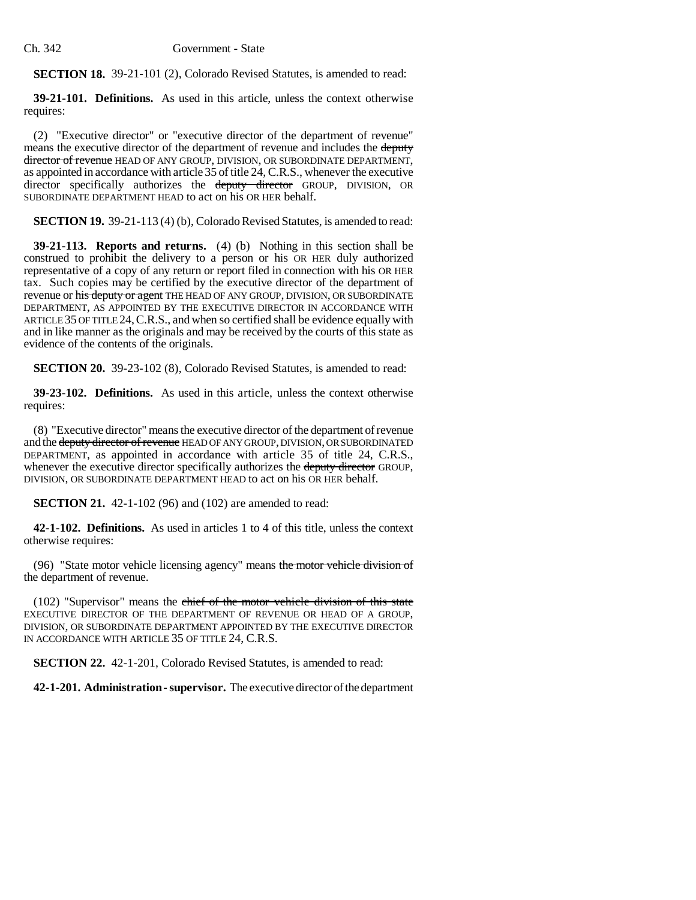**SECTION 18.** 39-21-101 (2), Colorado Revised Statutes, is amended to read:

**39-21-101. Definitions.** As used in this article, unless the context otherwise requires:

(2) "Executive director" or "executive director of the department of revenue" means the executive director of the department of revenue and includes the ~~deputy director of revenue~~ HEAD OF ANY GROUP, DIVISION, OR SUBORDINATE DEPARTMENT, as appointed in accordance with article 35 of title 24, C.R.S., whenever the executive director specifically authorizes the ~~deputy director~~ GROUP, DIVISION, OR SUBORDINATE DEPARTMENT HEAD to act on his OR HER behalf.

**SECTION 19.** 39-21-113 (4) (b), Colorado Revised Statutes, is amended to read:

**39-21-113. Reports and returns.** (4) (b) Nothing in this section shall be construed to prohibit the delivery to a person or his OR HER duly authorized representative of a copy of any return or report filed in connection with his OR HER tax. Such copies may be certified by the executive director of the department of revenue or ~~his deputy or agent~~ THE HEAD OF ANY GROUP, DIVISION, OR SUBORDINATE DEPARTMENT, AS APPOINTED BY THE EXECUTIVE DIRECTOR IN ACCORDANCE WITH ARTICLE 35 OF TITLE 24, C.R.S., and when so certified shall be evidence equally with and in like manner as the originals and may be received by the courts of this state as evidence of the contents of the originals.

**SECTION 20.** 39-23-102 (8), Colorado Revised Statutes, is amended to read:

**39-23-102. Definitions.** As used in this article, unless the context otherwise requires:

(8) "Executive director" means the executive director of the department of revenue and the ~~deputy director of revenue~~ HEAD OF ANY GROUP, DIVISION, OR SUBORDINATED DEPARTMENT, as appointed in accordance with article 35 of title 24, C.R.S., whenever the executive director specifically authorizes the ~~deputy director~~ GROUP, DIVISION, OR SUBORDINATE DEPARTMENT HEAD to act on his OR HER behalf.

**SECTION 21.** 42-1-102 (96) and (102) are amended to read:

**42-1-102. Definitions.** As used in articles 1 to 4 of this title, unless the context otherwise requires:

(96) "State motor vehicle licensing agency" means ~~the motor vehicle division of~~ the department of revenue.

(102) "Supervisor" means the ~~chief of the motor vehicle division of this state~~ EXECUTIVE DIRECTOR OF THE DEPARTMENT OF REVENUE OR HEAD OF A GROUP, DIVISION, OR SUBORDINATE DEPARTMENT APPOINTED BY THE EXECUTIVE DIRECTOR IN ACCORDANCE WITH ARTICLE 35 OF TITLE 24, C.R.S.

**SECTION 22.** 42-1-201, Colorado Revised Statutes, is amended to read:

**42-1-201. Administration - supervisor.** The executive director of the department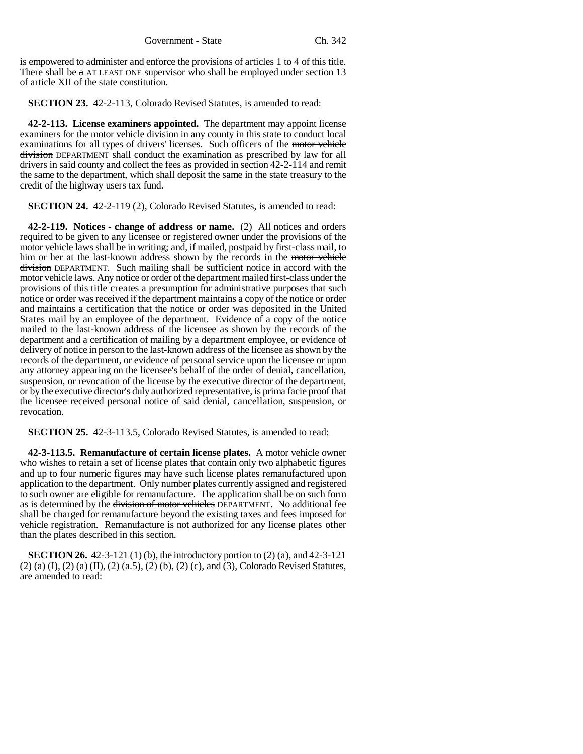is empowered to administer and enforce the provisions of articles 1 to 4 of this title. There shall be ~~a~~ AT LEAST ONE supervisor who shall be employed under section 13 of article XII of the state constitution.

**SECTION 23.** 42-2-113, Colorado Revised Statutes, is amended to read:

**42-2-113. License examiners appointed.** The department may appoint license examiners for ~~the motor vehicle division in~~ any county in this state to conduct local examinations for all types of drivers' licenses. Such officers of the ~~motor vehicle division~~ DEPARTMENT shall conduct the examination as prescribed by law for all drivers in said county and collect the fees as provided in section 42-2-114 and remit the same to the department, which shall deposit the same in the state treasury to the credit of the highway users tax fund.

**SECTION 24.** 42-2-119 (2), Colorado Revised Statutes, is amended to read:

**42-2-119. Notices - change of address or name.** (2) All notices and orders required to be given to any licensee or registered owner under the provisions of the motor vehicle laws shall be in writing; and, if mailed, postpaid by first-class mail, to him or her at the last-known address shown by the records in the ~~motor vehicle division~~ DEPARTMENT. Such mailing shall be sufficient notice in accord with the motor vehicle laws. Any notice or order of the department mailed first-class under the provisions of this title creates a presumption for administrative purposes that such notice or order was received if the department maintains a copy of the notice or order and maintains a certification that the notice or order was deposited in the United States mail by an employee of the department. Evidence of a copy of the notice mailed to the last-known address of the licensee as shown by the records of the department and a certification of mailing by a department employee, or evidence of delivery of notice in person to the last-known address of the licensee as shown by the records of the department, or evidence of personal service upon the licensee or upon any attorney appearing on the licensee's behalf of the order of denial, cancellation, suspension, or revocation of the license by the executive director of the department, or by the executive director's duly authorized representative, is prima facie proof that the licensee received personal notice of said denial, cancellation, suspension, or revocation.

**SECTION 25.** 42-3-113.5, Colorado Revised Statutes, is amended to read:

**42-3-113.5. Remanufacture of certain license plates.** A motor vehicle owner who wishes to retain a set of license plates that contain only two alphabetic figures and up to four numeric figures may have such license plates remanufactured upon application to the department. Only number plates currently assigned and registered to such owner are eligible for remanufacture. The application shall be on such form as is determined by the ~~division of motor vehicles~~ DEPARTMENT. No additional fee shall be charged for remanufacture beyond the existing taxes and fees imposed for vehicle registration. Remanufacture is not authorized for any license plates other than the plates described in this section.

**SECTION 26.** 42-3-121 (1) (b), the introductory portion to (2) (a), and 42-3-121 (2) (a) (I), (2) (a) (II), (2) (a.5), (2) (b), (2) (c), and (3), Colorado Revised Statutes, are amended to read: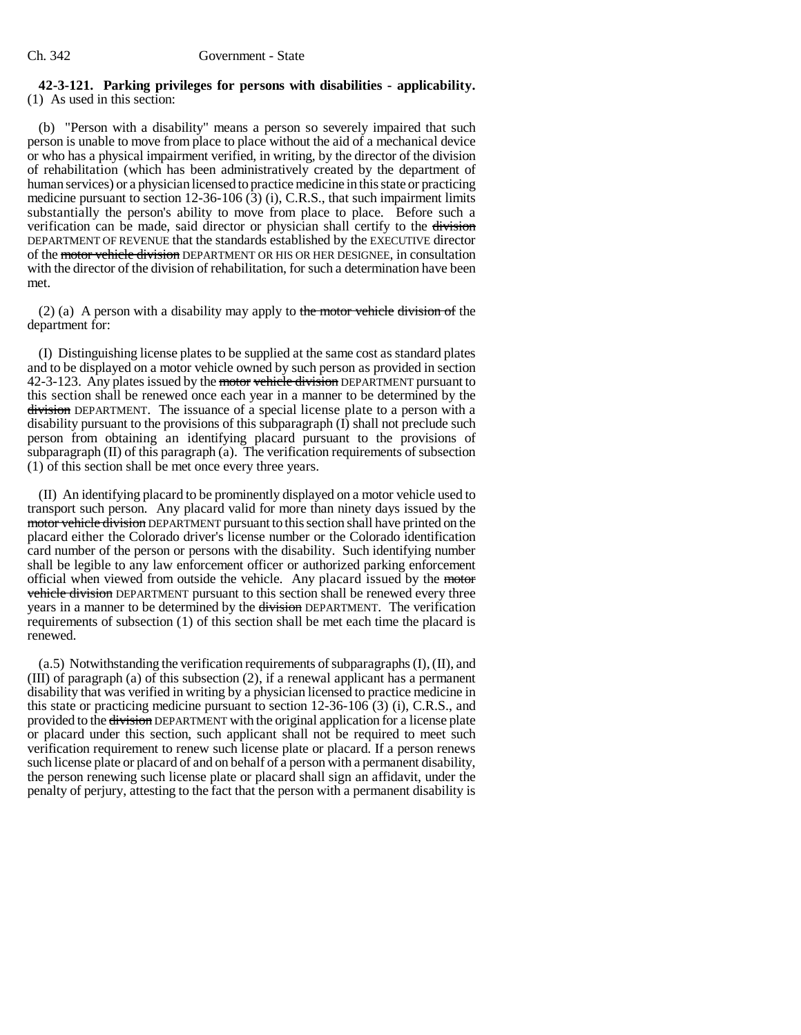**42-3-121. Parking privileges for persons with disabilities - applicability.** (1) As used in this section:

(b) "Person with a disability" means a person so severely impaired that such person is unable to move from place to place without the aid of a mechanical device or who has a physical impairment verified, in writing, by the director of the division of rehabilitation (which has been administratively created by the department of human services) or a physician licensed to practice medicine in this state or practicing medicine pursuant to section 12-36-106 (3) (i), C.R.S., that such impairment limits substantially the person's ability to move from place to place. Before such a verification can be made, said director or physician shall certify to the ~~division~~ DEPARTMENT OF REVENUE that the standards established by the EXECUTIVE director of the ~~motor vehicle division~~ DEPARTMENT OR HIS OR HER DESIGNEE, in consultation with the director of the division of rehabilitation, for such a determination have been met.

(2) (a) A person with a disability may apply to ~~the motor vehicle division of~~ the department for:

(I) Distinguishing license plates to be supplied at the same cost as standard plates and to be displayed on a motor vehicle owned by such person as provided in section 42-3-123. Any plates issued by the ~~motor vehicle division~~ DEPARTMENT pursuant to this section shall be renewed once each year in a manner to be determined by the ~~division~~ DEPARTMENT. The issuance of a special license plate to a person with a disability pursuant to the provisions of this subparagraph (I) shall not preclude such person from obtaining an identifying placard pursuant to the provisions of subparagraph (II) of this paragraph (a). The verification requirements of subsection (1) of this section shall be met once every three years.

(II) An identifying placard to be prominently displayed on a motor vehicle used to transport such person. Any placard valid for more than ninety days issued by the ~~motor vehicle division~~ DEPARTMENT pursuant to this section shall have printed on the placard either the Colorado driver's license number or the Colorado identification card number of the person or persons with the disability. Such identifying number shall be legible to any law enforcement officer or authorized parking enforcement official when viewed from outside the vehicle. Any placard issued by the ~~motor vehicle division~~ DEPARTMENT pursuant to this section shall be renewed every three years in a manner to be determined by the ~~division~~ DEPARTMENT. The verification requirements of subsection (1) of this section shall be met each time the placard is renewed.

(a.5) Notwithstanding the verification requirements of subparagraphs (I), (II), and (III) of paragraph (a) of this subsection (2), if a renewal applicant has a permanent disability that was verified in writing by a physician licensed to practice medicine in this state or practicing medicine pursuant to section 12-36-106 (3) (i), C.R.S., and provided to the ~~division~~ DEPARTMENT with the original application for a license plate or placard under this section, such applicant shall not be required to meet such verification requirement to renew such license plate or placard. If a person renews such license plate or placard of and on behalf of a person with a permanent disability, the person renewing such license plate or placard shall sign an affidavit, under the penalty of perjury, attesting to the fact that the person with a permanent disability is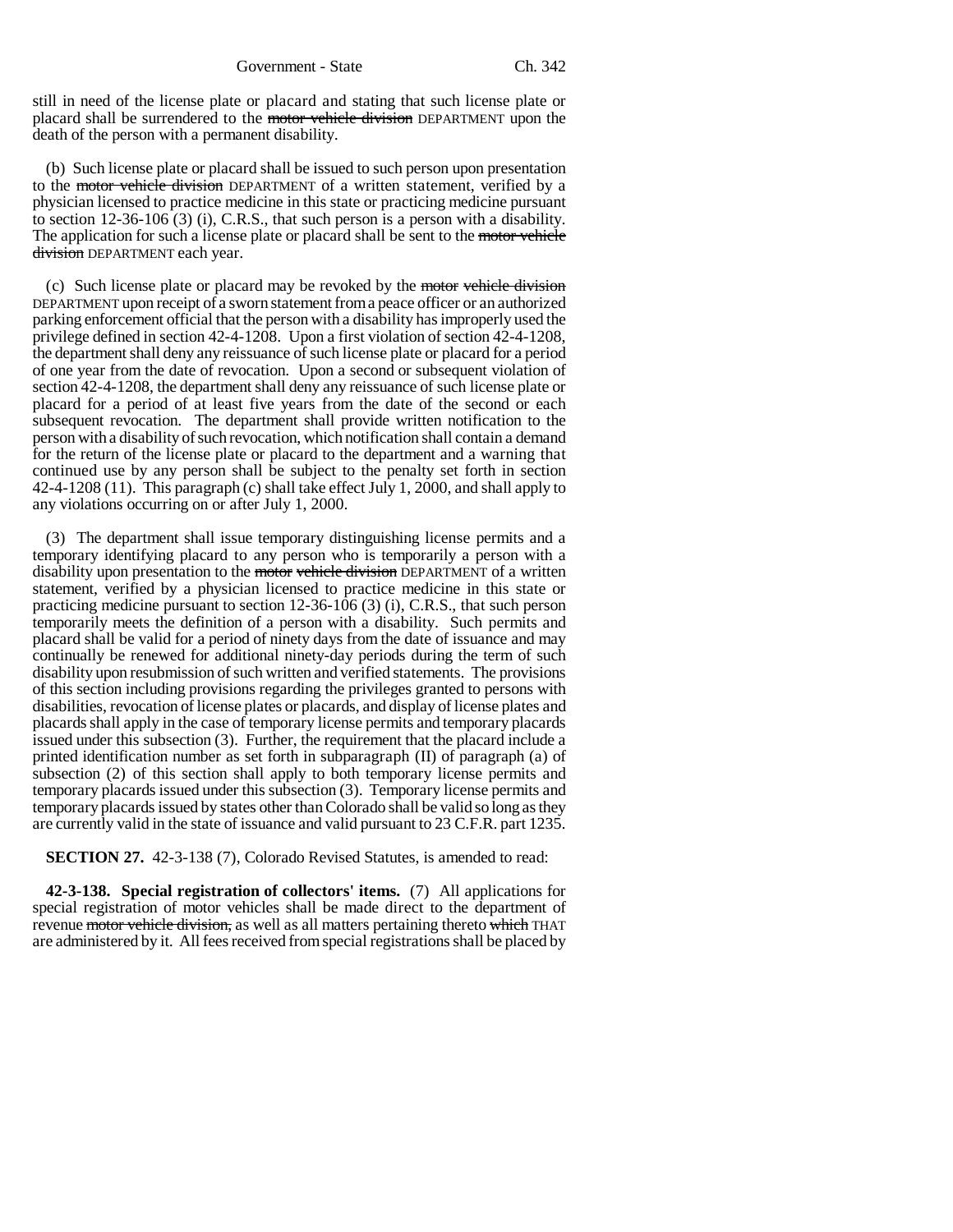still in need of the license plate or placard and stating that such license plate or placard shall be surrendered to the ~~motor vehicle division~~ DEPARTMENT upon the death of the person with a permanent disability.

(b) Such license plate or placard shall be issued to such person upon presentation to the ~~motor vehicle division~~ DEPARTMENT of a written statement, verified by a physician licensed to practice medicine in this state or practicing medicine pursuant to section 12-36-106 (3) (i), C.R.S., that such person is a person with a disability. The application for such a license plate or placard shall be sent to the ~~motor vehicle division~~ DEPARTMENT each year.

(c) Such license plate or placard may be revoked by the ~~motor vehicle division~~ DEPARTMENT upon receipt of a sworn statement from a peace officer or an authorized parking enforcement official that the person with a disability has improperly used the privilege defined in section 42-4-1208. Upon a first violation of section 42-4-1208, the department shall deny any reissuance of such license plate or placard for a period of one year from the date of revocation. Upon a second or subsequent violation of section 42-4-1208, the department shall deny any reissuance of such license plate or placard for a period of at least five years from the date of the second or each subsequent revocation. The department shall provide written notification to the person with a disability of such revocation, which notification shall contain a demand for the return of the license plate or placard to the department and a warning that continued use by any person shall be subject to the penalty set forth in section 42-4-1208 (11). This paragraph (c) shall take effect July 1, 2000, and shall apply to any violations occurring on or after July 1, 2000.

(3) The department shall issue temporary distinguishing license permits and a temporary identifying placard to any person who is temporarily a person with a disability upon presentation to the ~~motor vehicle division~~ DEPARTMENT of a written statement, verified by a physician licensed to practice medicine in this state or practicing medicine pursuant to section 12-36-106 (3) (i), C.R.S., that such person temporarily meets the definition of a person with a disability. Such permits and placard shall be valid for a period of ninety days from the date of issuance and may continually be renewed for additional ninety-day periods during the term of such disability upon resubmission of such written and verified statements. The provisions of this section including provisions regarding the privileges granted to persons with disabilities, revocation of license plates or placards, and display of license plates and placards shall apply in the case of temporary license permits and temporary placards issued under this subsection (3). Further, the requirement that the placard include a printed identification number as set forth in subparagraph (II) of paragraph (a) of subsection (2) of this section shall apply to both temporary license permits and temporary placards issued under this subsection (3). Temporary license permits and temporary placards issued by states other than Colorado shall be valid so long as they are currently valid in the state of issuance and valid pursuant to 23 C.F.R. part 1235.

**SECTION 27.** 42-3-138 (7), Colorado Revised Statutes, is amended to read:

**42-3-138. Special registration of collectors' items.** (7) All applications for special registration of motor vehicles shall be made direct to the department of revenue ~~motor vehicle division,~~ as well as all matters pertaining thereto ~~which~~ THAT are administered by it. All fees received from special registrations shall be placed by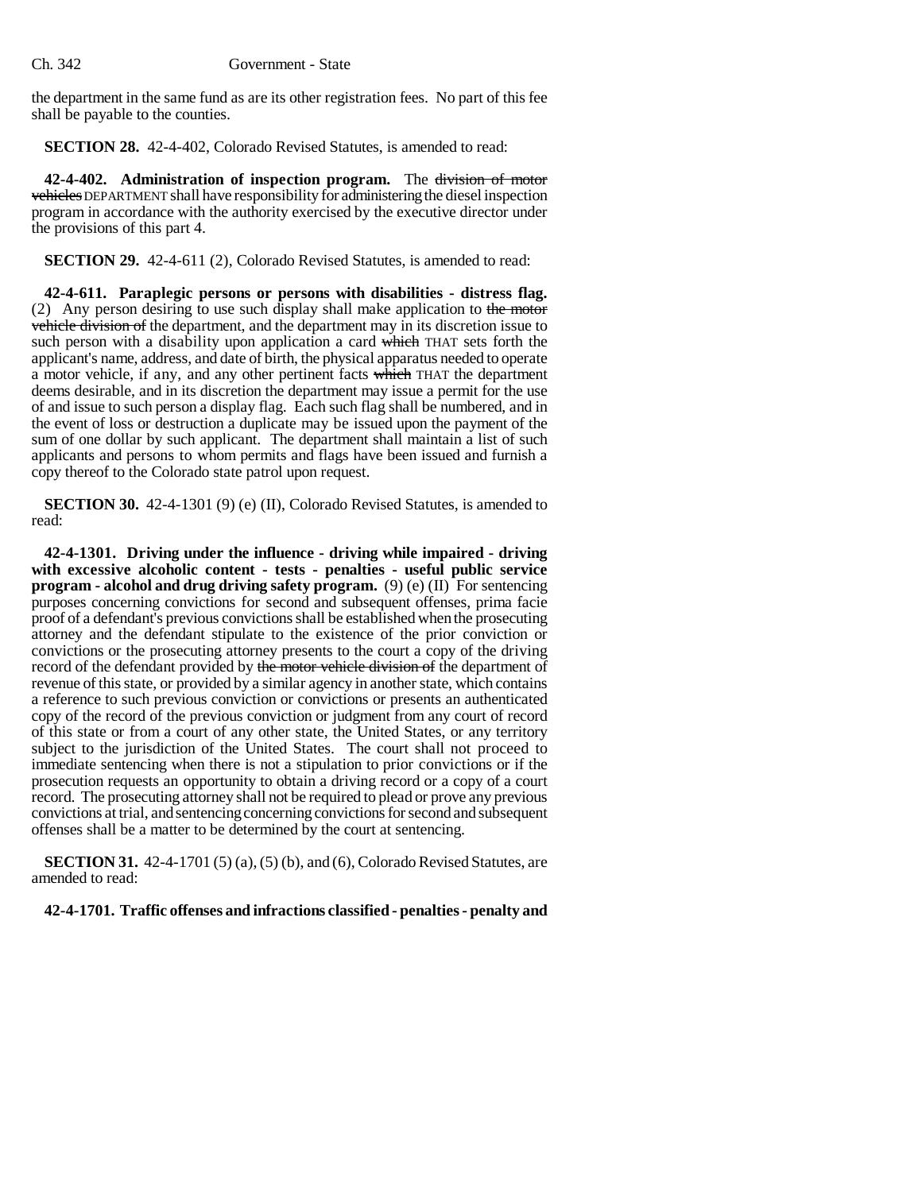the department in the same fund as are its other registration fees. No part of this fee shall be payable to the counties.

**SECTION 28.** 42-4-402, Colorado Revised Statutes, is amended to read:

**42-4-402. Administration of inspection program.** The ~~division of motor vehicles~~ DEPARTMENT shall have responsibility for administering the diesel inspection program in accordance with the authority exercised by the executive director under the provisions of this part 4.

**SECTION 29.** 42-4-611 (2), Colorado Revised Statutes, is amended to read:

**42-4-611. Paraplegic persons or persons with disabilities - distress flag.** (2) Any person desiring to use such display shall make application to ~~the motor vehicle division of~~ the department, and the department may in its discretion issue to such person with a disability upon application a card ~~which~~ THAT sets forth the applicant's name, address, and date of birth, the physical apparatus needed to operate a motor vehicle, if any, and any other pertinent facts ~~which~~ THAT the department deems desirable, and in its discretion the department may issue a permit for the use of and issue to such person a display flag. Each such flag shall be numbered, and in the event of loss or destruction a duplicate may be issued upon the payment of the sum of one dollar by such applicant. The department shall maintain a list of such applicants and persons to whom permits and flags have been issued and furnish a copy thereof to the Colorado state patrol upon request.

**SECTION 30.** 42-4-1301 (9) (e) (II), Colorado Revised Statutes, is amended to read:

**42-4-1301. Driving under the influence - driving while impaired - driving with excessive alcoholic content - tests - penalties - useful public service program - alcohol and drug driving safety program.** (9) (e) (II) For sentencing purposes concerning convictions for second and subsequent offenses, prima facie proof of a defendant's previous convictions shall be established when the prosecuting attorney and the defendant stipulate to the existence of the prior conviction or convictions or the prosecuting attorney presents to the court a copy of the driving record of the defendant provided by ~~the motor vehicle division of~~ the department of revenue of this state, or provided by a similar agency in another state, which contains a reference to such previous conviction or convictions or presents an authenticated copy of the record of the previous conviction or judgment from any court of record of this state or from a court of any other state, the United States, or any territory subject to the jurisdiction of the United States. The court shall not proceed to immediate sentencing when there is not a stipulation to prior convictions or if the prosecution requests an opportunity to obtain a driving record or a copy of a court record. The prosecuting attorney shall not be required to plead or prove any previous convictions at trial, and sentencing concerning convictions for second and subsequent offenses shall be a matter to be determined by the court at sentencing.

**SECTION 31.** 42-4-1701 (5) (a), (5) (b), and (6), Colorado Revised Statutes, are amended to read:

**42-4-1701. Traffic offenses and infractions classified - penalties - penalty and**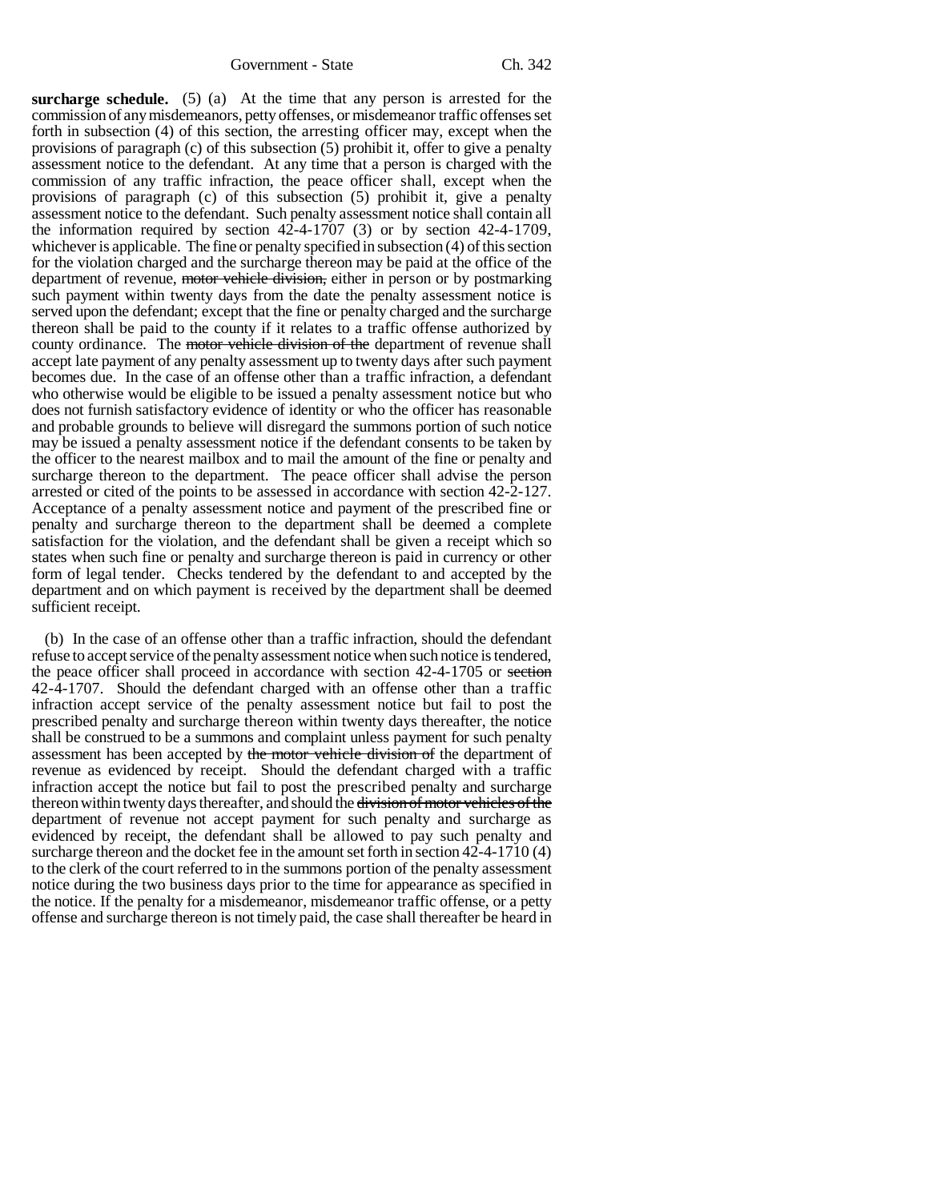**surcharge schedule.** (5) (a) At the time that any person is arrested for the commission of any misdemeanors, petty offenses, or misdemeanor traffic offenses set forth in subsection (4) of this section, the arresting officer may, except when the provisions of paragraph (c) of this subsection (5) prohibit it, offer to give a penalty assessment notice to the defendant. At any time that a person is charged with the commission of any traffic infraction, the peace officer shall, except when the provisions of paragraph (c) of this subsection (5) prohibit it, give a penalty assessment notice to the defendant. Such penalty assessment notice shall contain all the information required by section 42-4-1707 (3) or by section 42-4-1709, whichever is applicable. The fine or penalty specified in subsection (4) of this section for the violation charged and the surcharge thereon may be paid at the office of the department of revenue, ~~motor vehicle division,~~ either in person or by postmarking such payment within twenty days from the date the penalty assessment notice is served upon the defendant; except that the fine or penalty charged and the surcharge thereon shall be paid to the county if it relates to a traffic offense authorized by county ordinance. The ~~motor vehicle division of the~~ department of revenue shall accept late payment of any penalty assessment up to twenty days after such payment becomes due. In the case of an offense other than a traffic infraction, a defendant who otherwise would be eligible to be issued a penalty assessment notice but who does not furnish satisfactory evidence of identity or who the officer has reasonable and probable grounds to believe will disregard the summons portion of such notice may be issued a penalty assessment notice if the defendant consents to be taken by the officer to the nearest mailbox and to mail the amount of the fine or penalty and surcharge thereon to the department. The peace officer shall advise the person arrested or cited of the points to be assessed in accordance with section 42-2-127. Acceptance of a penalty assessment notice and payment of the prescribed fine or penalty and surcharge thereon to the department shall be deemed a complete satisfaction for the violation, and the defendant shall be given a receipt which so states when such fine or penalty and surcharge thereon is paid in currency or other form of legal tender. Checks tendered by the defendant to and accepted by the department and on which payment is received by the department shall be deemed sufficient receipt.

(b) In the case of an offense other than a traffic infraction, should the defendant refuse to accept service of the penalty assessment notice when such notice is tendered, the peace officer shall proceed in accordance with section 42-4-1705 or ~~section~~ 42-4-1707. Should the defendant charged with an offense other than a traffic infraction accept service of the penalty assessment notice but fail to post the prescribed penalty and surcharge thereon within twenty days thereafter, the notice shall be construed to be a summons and complaint unless payment for such penalty assessment has been accepted by ~~the motor vehicle division of~~ the department of revenue as evidenced by receipt. Should the defendant charged with a traffic infraction accept the notice but fail to post the prescribed penalty and surcharge thereon within twenty days thereafter, and should the ~~division of motor vehicles of the~~ department of revenue not accept payment for such penalty and surcharge as evidenced by receipt, the defendant shall be allowed to pay such penalty and surcharge thereon and the docket fee in the amount set forth in section 42-4-1710 (4) to the clerk of the court referred to in the summons portion of the penalty assessment notice during the two business days prior to the time for appearance as specified in the notice. If the penalty for a misdemeanor, misdemeanor traffic offense, or a petty offense and surcharge thereon is not timely paid, the case shall thereafter be heard in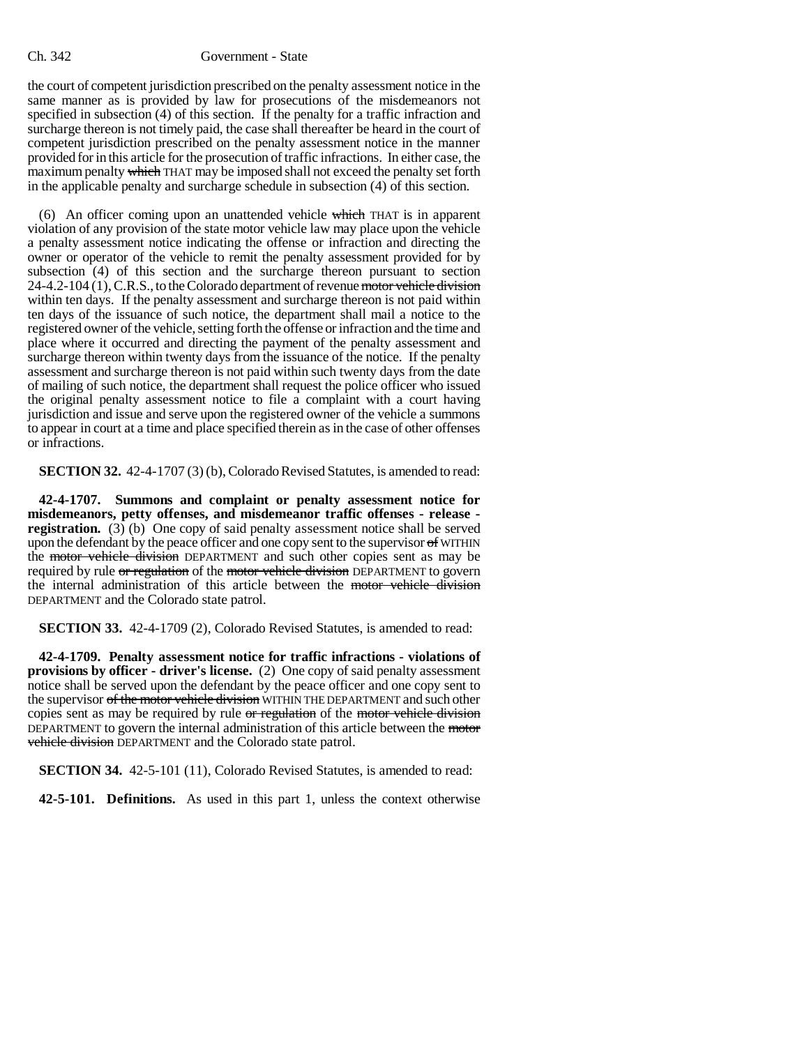the court of competent jurisdiction prescribed on the penalty assessment notice in the same manner as is provided by law for prosecutions of the misdemeanors not specified in subsection (4) of this section. If the penalty for a traffic infraction and surcharge thereon is not timely paid, the case shall thereafter be heard in the court of competent jurisdiction prescribed on the penalty assessment notice in the manner provided for in this article for the prosecution of traffic infractions. In either case, the maximum penalty ~~which~~ THAT may be imposed shall not exceed the penalty set forth in the applicable penalty and surcharge schedule in subsection (4) of this section.

(6) An officer coming upon an unattended vehicle ~~which~~ THAT is in apparent violation of any provision of the state motor vehicle law may place upon the vehicle a penalty assessment notice indicating the offense or infraction and directing the owner or operator of the vehicle to remit the penalty assessment provided for by subsection (4) of this section and the surcharge thereon pursuant to section 24-4.2-104 (1), C.R.S., to the Colorado department of revenue ~~motor vehicle division~~ within ten days. If the penalty assessment and surcharge thereon is not paid within ten days of the issuance of such notice, the department shall mail a notice to the registered owner of the vehicle, setting forth the offense or infraction and the time and place where it occurred and directing the payment of the penalty assessment and surcharge thereon within twenty days from the issuance of the notice. If the penalty assessment and surcharge thereon is not paid within such twenty days from the date of mailing of such notice, the department shall request the police officer who issued the original penalty assessment notice to file a complaint with a court having jurisdiction and issue and serve upon the registered owner of the vehicle a summons to appear in court at a time and place specified therein as in the case of other offenses or infractions.

**SECTION 32.** 42-4-1707 (3) (b), Colorado Revised Statutes, is amended to read:

**42-4-1707. Summons and complaint or penalty assessment notice for misdemeanors, petty offenses, and misdemeanor traffic offenses - release - registration.** (3) (b) One copy of said penalty assessment notice shall be served upon the defendant by the peace officer and one copy sent to the supervisor ~~of~~ WITHIN the ~~motor vehicle division~~ DEPARTMENT and such other copies sent as may be required by rule ~~or regulation~~ of the ~~motor vehicle division~~ DEPARTMENT to govern the internal administration of this article between the ~~motor vehicle division~~ DEPARTMENT and the Colorado state patrol.

**SECTION 33.** 42-4-1709 (2), Colorado Revised Statutes, is amended to read:

**42-4-1709. Penalty assessment notice for traffic infractions - violations of provisions by officer - driver's license.** (2) One copy of said penalty assessment notice shall be served upon the defendant by the peace officer and one copy sent to the supervisor ~~of the motor vehicle division~~ WITHIN THE DEPARTMENT and such other copies sent as may be required by rule ~~or regulation~~ of the ~~motor vehicle division~~ DEPARTMENT to govern the internal administration of this article between the ~~motor vehicle division~~ DEPARTMENT and the Colorado state patrol.

**SECTION 34.** 42-5-101 (11), Colorado Revised Statutes, is amended to read:

**42-5-101. Definitions.** As used in this part 1, unless the context otherwise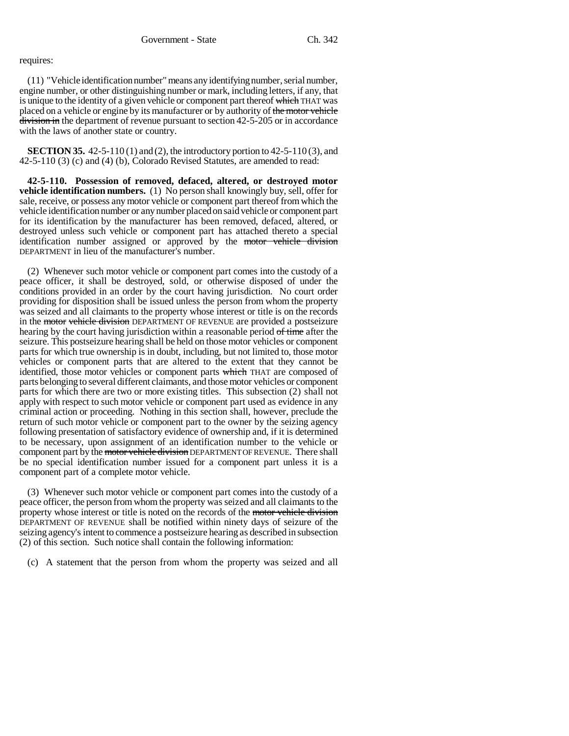requires:

(11) "Vehicle identification number" means any identifying number, serial number, engine number, or other distinguishing number or mark, including letters, if any, that is unique to the identity of a given vehicle or component part thereof ~~which~~ THAT was placed on a vehicle or engine by its manufacturer or by authority of ~~the motor vehicle division in~~ the department of revenue pursuant to section 42-5-205 or in accordance with the laws of another state or country.

**SECTION 35.** 42-5-110 (1) and (2), the introductory portion to 42-5-110 (3), and 42-5-110 (3) (c) and (4) (b), Colorado Revised Statutes, are amended to read:

**42-5-110. Possession of removed, defaced, altered, or destroyed motor vehicle identification numbers.** (1) No person shall knowingly buy, sell, offer for sale, receive, or possess any motor vehicle or component part thereof from which the vehicle identification number or any number placed on said vehicle or component part for its identification by the manufacturer has been removed, defaced, altered, or destroyed unless such vehicle or component part has attached thereto a special identification number assigned or approved by the ~~motor vehicle division~~ DEPARTMENT in lieu of the manufacturer's number.

(2) Whenever such motor vehicle or component part comes into the custody of a peace officer, it shall be destroyed, sold, or otherwise disposed of under the conditions provided in an order by the court having jurisdiction. No court order providing for disposition shall be issued unless the person from whom the property was seized and all claimants to the property whose interest or title is on the records in the ~~motor vehicle division~~ DEPARTMENT OF REVENUE are provided a postseizure hearing by the court having jurisdiction within a reasonable period ~~of time~~ after the seizure. This postseizure hearing shall be held on those motor vehicles or component parts for which true ownership is in doubt, including, but not limited to, those motor vehicles or component parts that are altered to the extent that they cannot be identified, those motor vehicles or component parts ~~which~~ THAT are composed of parts belonging to several different claimants, and those motor vehicles or component parts for which there are two or more existing titles. This subsection (2) shall not apply with respect to such motor vehicle or component part used as evidence in any criminal action or proceeding. Nothing in this section shall, however, preclude the return of such motor vehicle or component part to the owner by the seizing agency following presentation of satisfactory evidence of ownership and, if it is determined to be necessary, upon assignment of an identification number to the vehicle or component part by the ~~motor vehicle division~~ DEPARTMENT OF REVENUE. There shall be no special identification number issued for a component part unless it is a component part of a complete motor vehicle.

(3) Whenever such motor vehicle or component part comes into the custody of a peace officer, the person from whom the property was seized and all claimants to the property whose interest or title is noted on the records of the ~~motor vehicle division~~ DEPARTMENT OF REVENUE shall be notified within ninety days of seizure of the seizing agency's intent to commence a postseizure hearing as described in subsection (2) of this section. Such notice shall contain the following information:

(c) A statement that the person from whom the property was seized and all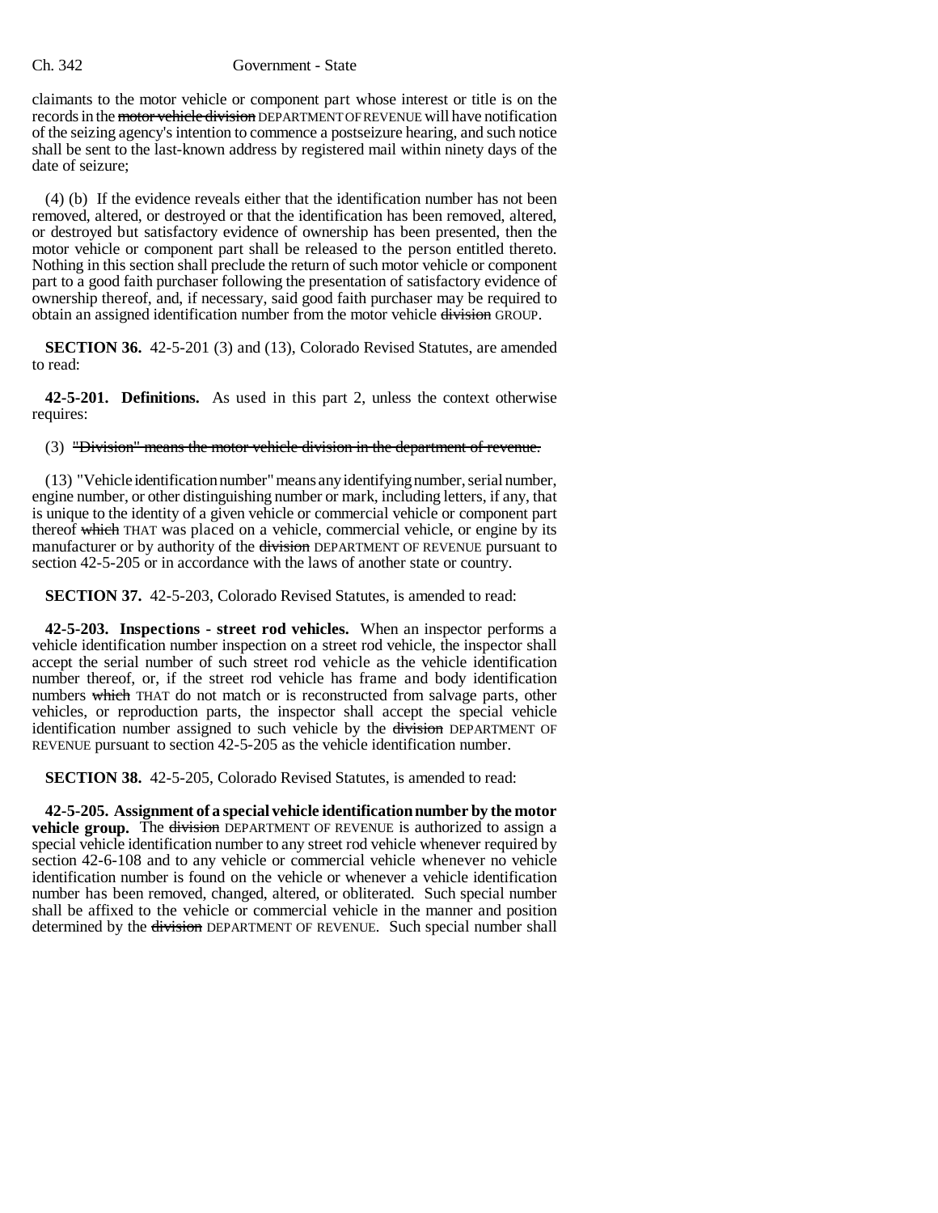claimants to the motor vehicle or component part whose interest or title is on the records in the ~~motor vehicle division~~ DEPARTMENT OF REVENUE will have notification of the seizing agency's intention to commence a postseizure hearing, and such notice shall be sent to the last-known address by registered mail within ninety days of the date of seizure;

(4) (b) If the evidence reveals either that the identification number has not been removed, altered, or destroyed or that the identification has been removed, altered, or destroyed but satisfactory evidence of ownership has been presented, then the motor vehicle or component part shall be released to the person entitled thereto. Nothing in this section shall preclude the return of such motor vehicle or component part to a good faith purchaser following the presentation of satisfactory evidence of ownership thereof, and, if necessary, said good faith purchaser may be required to obtain an assigned identification number from the motor vehicle ~~division~~ GROUP.

**SECTION 36.** 42-5-201 (3) and (13), Colorado Revised Statutes, are amended to read:

**42-5-201. Definitions.** As used in this part 2, unless the context otherwise requires:

(3) ~~"Division" means the motor vehicle division in the department of revenue.~~

(13) "Vehicle identification number" means any identifying number, serial number, engine number, or other distinguishing number or mark, including letters, if any, that is unique to the identity of a given vehicle or commercial vehicle or component part thereof ~~which~~ THAT was placed on a vehicle, commercial vehicle, or engine by its manufacturer or by authority of the ~~division~~ DEPARTMENT OF REVENUE pursuant to section 42-5-205 or in accordance with the laws of another state or country.

**SECTION 37.** 42-5-203, Colorado Revised Statutes, is amended to read:

**42-5-203. Inspections - street rod vehicles.** When an inspector performs a vehicle identification number inspection on a street rod vehicle, the inspector shall accept the serial number of such street rod vehicle as the vehicle identification number thereof, or, if the street rod vehicle has frame and body identification numbers ~~which~~ THAT do not match or is reconstructed from salvage parts, other vehicles, or reproduction parts, the inspector shall accept the special vehicle identification number assigned to such vehicle by the ~~division~~ DEPARTMENT OF REVENUE pursuant to section 42-5-205 as the vehicle identification number.

**SECTION 38.** 42-5-205, Colorado Revised Statutes, is amended to read:

**42-5-205. Assignment of a special vehicle identification number by the motor vehicle group.** The ~~division~~ DEPARTMENT OF REVENUE is authorized to assign a special vehicle identification number to any street rod vehicle whenever required by section 42-6-108 and to any vehicle or commercial vehicle whenever no vehicle identification number is found on the vehicle or whenever a vehicle identification number has been removed, changed, altered, or obliterated. Such special number shall be affixed to the vehicle or commercial vehicle in the manner and position determined by the ~~division~~ DEPARTMENT OF REVENUE. Such special number shall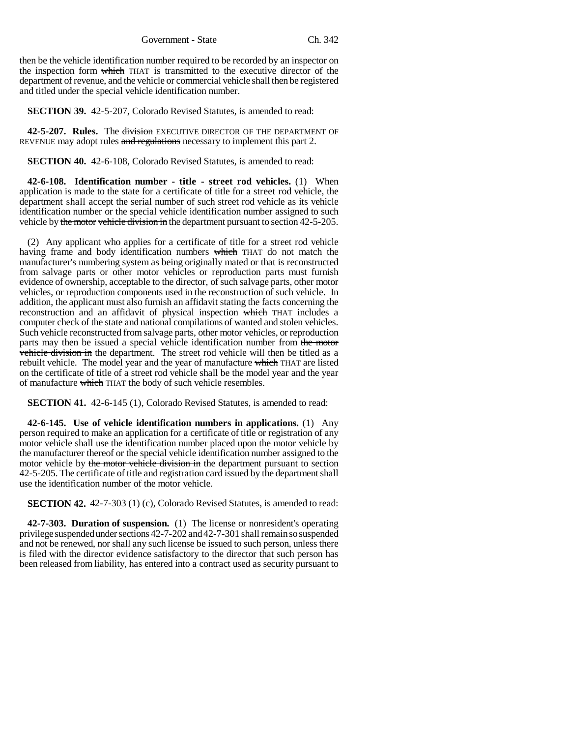then be the vehicle identification number required to be recorded by an inspector on the inspection form ~~which~~ THAT is transmitted to the executive director of the department of revenue, and the vehicle or commercial vehicle shall then be registered and titled under the special vehicle identification number.

**SECTION 39.** 42-5-207, Colorado Revised Statutes, is amended to read:

**42-5-207. Rules.** The ~~division~~ EXECUTIVE DIRECTOR OF THE DEPARTMENT OF REVENUE may adopt rules ~~and regulations~~ necessary to implement this part 2.

**SECTION 40.** 42-6-108, Colorado Revised Statutes, is amended to read:

**42-6-108. Identification number - title - street rod vehicles.** (1) When application is made to the state for a certificate of title for a street rod vehicle, the department shall accept the serial number of such street rod vehicle as its vehicle identification number or the special vehicle identification number assigned to such vehicle by ~~the motor vehicle division in~~ the department pursuant to section 42-5-205.

(2) Any applicant who applies for a certificate of title for a street rod vehicle having frame and body identification numbers ~~which~~ THAT do not match the manufacturer's numbering system as being originally mated or that is reconstructed from salvage parts or other motor vehicles or reproduction parts must furnish evidence of ownership, acceptable to the director, of such salvage parts, other motor vehicles, or reproduction components used in the reconstruction of such vehicle. In addition, the applicant must also furnish an affidavit stating the facts concerning the reconstruction and an affidavit of physical inspection ~~which~~ THAT includes a computer check of the state and national compilations of wanted and stolen vehicles. Such vehicle reconstructed from salvage parts, other motor vehicles, or reproduction parts may then be issued a special vehicle identification number from ~~the motor vehicle division in~~ the department. The street rod vehicle will then be titled as a rebuilt vehicle. The model year and the year of manufacture ~~which~~ THAT are listed on the certificate of title of a street rod vehicle shall be the model year and the year of manufacture ~~which~~ THAT the body of such vehicle resembles.

**SECTION 41.** 42-6-145 (1), Colorado Revised Statutes, is amended to read:

**42-6-145. Use of vehicle identification numbers in applications.** (1) Any person required to make an application for a certificate of title or registration of any motor vehicle shall use the identification number placed upon the motor vehicle by the manufacturer thereof or the special vehicle identification number assigned to the motor vehicle by ~~the motor vehicle division in~~ the department pursuant to section 42-5-205. The certificate of title and registration card issued by the department shall use the identification number of the motor vehicle.

**SECTION 42.** 42-7-303 (1) (c), Colorado Revised Statutes, is amended to read:

**42-7-303. Duration of suspension.** (1) The license or nonresident's operating privilege suspended under sections 42-7-202 and 42-7-301 shall remain so suspended and not be renewed, nor shall any such license be issued to such person, unless there is filed with the director evidence satisfactory to the director that such person has been released from liability, has entered into a contract used as security pursuant to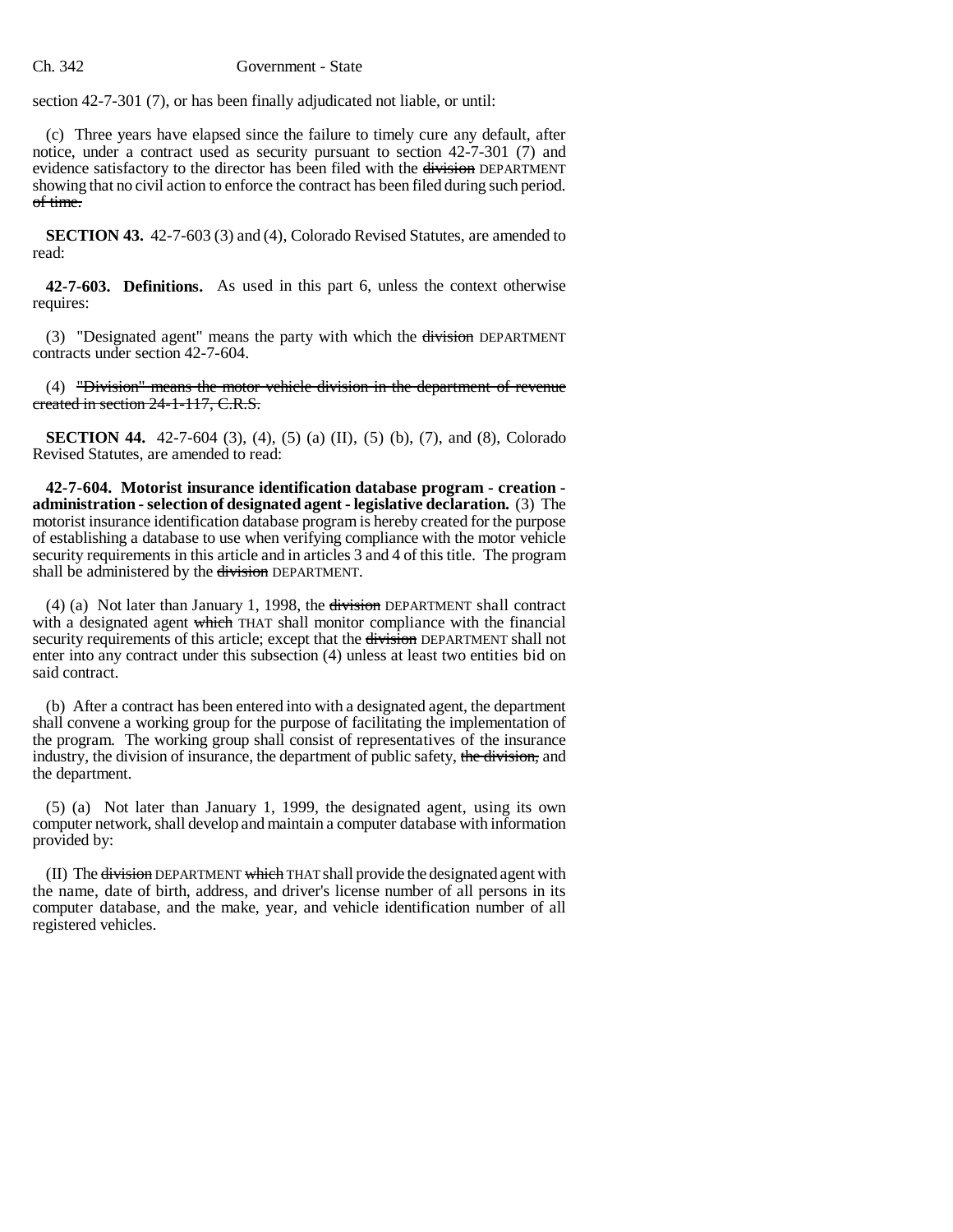section 42-7-301 (7), or has been finally adjudicated not liable, or until:

(c) Three years have elapsed since the failure to timely cure any default, after notice, under a contract used as security pursuant to section 42-7-301 (7) and evidence satisfactory to the director has been filed with the ~~division~~ DEPARTMENT showing that no civil action to enforce the contract has been filed during such period. ~~of time.~~

**SECTION 43.** 42-7-603 (3) and (4), Colorado Revised Statutes, are amended to read:

**42-7-603. Definitions.** As used in this part 6, unless the context otherwise requires:

(3) "Designated agent" means the party with which the ~~division~~ DEPARTMENT contracts under section 42-7-604.

(4) ~~"Division" means the motor vehicle division in the department of revenue created in section 24-1-117, C.R.S.~~

**SECTION 44.** 42-7-604 (3), (4), (5) (a) (II), (5) (b), (7), and (8), Colorado Revised Statutes, are amended to read:

**42-7-604. Motorist insurance identification database program - creation - administration - selection of designated agent - legislative declaration.** (3) The motorist insurance identification database program is hereby created for the purpose of establishing a database to use when verifying compliance with the motor vehicle security requirements in this article and in articles 3 and 4 of this title. The program shall be administered by the ~~division~~ DEPARTMENT.

(4) (a) Not later than January 1, 1998, the ~~division~~ DEPARTMENT shall contract with a designated agent ~~which~~ THAT shall monitor compliance with the financial security requirements of this article; except that the ~~division~~ DEPARTMENT shall not enter into any contract under this subsection (4) unless at least two entities bid on said contract.

(b) After a contract has been entered into with a designated agent, the department shall convene a working group for the purpose of facilitating the implementation of the program. The working group shall consist of representatives of the insurance industry, the division of insurance, the department of public safety, ~~the division,~~ and the department.

(5) (a) Not later than January 1, 1999, the designated agent, using its own computer network, shall develop and maintain a computer database with information provided by:

(II) The ~~division~~ DEPARTMENT ~~which~~ THAT shall provide the designated agent with the name, date of birth, address, and driver's license number of all persons in its computer database, and the make, year, and vehicle identification number of all registered vehicles.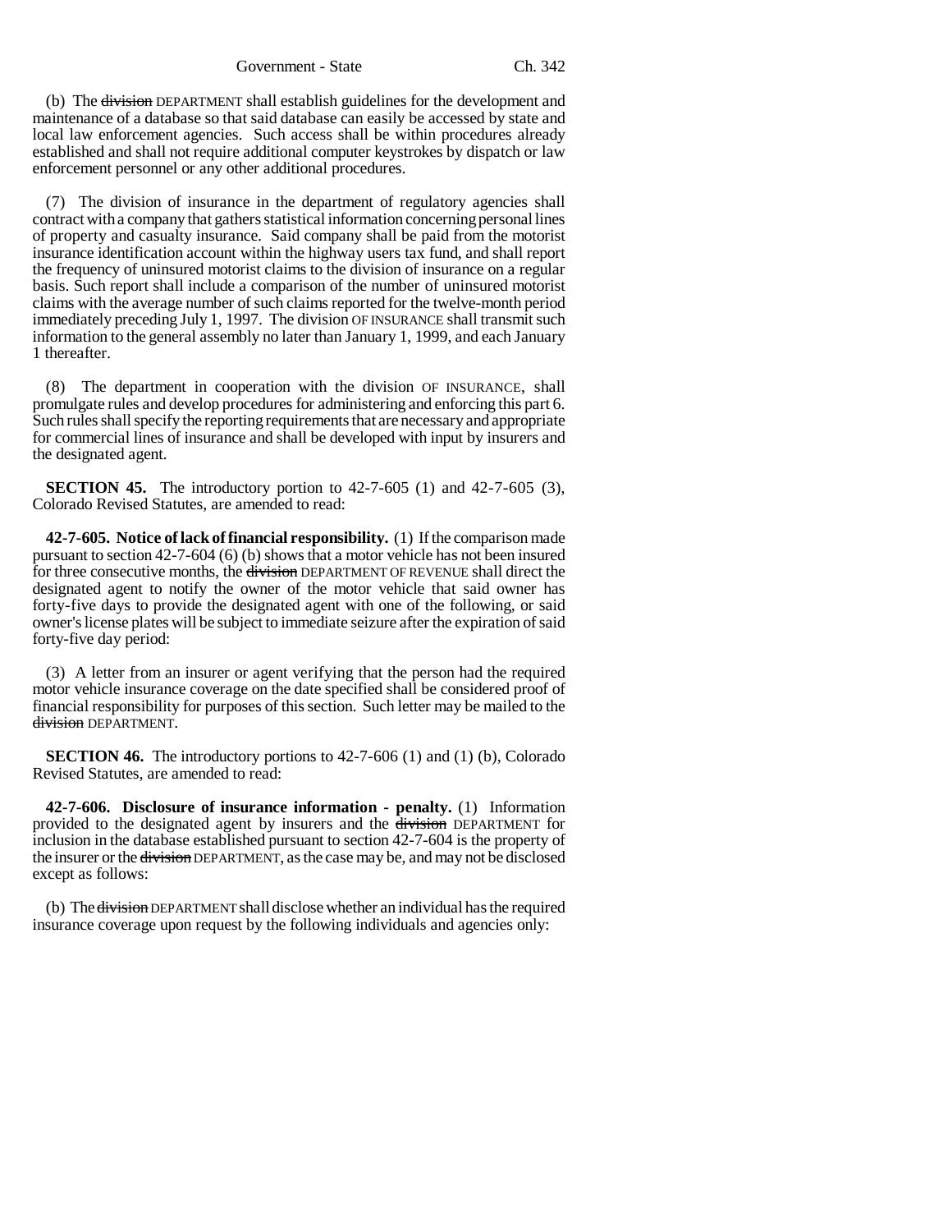(b) The ~~division~~ DEPARTMENT shall establish guidelines for the development and maintenance of a database so that said database can easily be accessed by state and local law enforcement agencies. Such access shall be within procedures already established and shall not require additional computer keystrokes by dispatch or law enforcement personnel or any other additional procedures.

(7) The division of insurance in the department of regulatory agencies shall contract with a company that gathers statistical information concerning personal lines of property and casualty insurance. Said company shall be paid from the motorist insurance identification account within the highway users tax fund, and shall report the frequency of uninsured motorist claims to the division of insurance on a regular basis. Such report shall include a comparison of the number of uninsured motorist claims with the average number of such claims reported for the twelve-month period immediately preceding July 1, 1997. The division OF INSURANCE shall transmit such information to the general assembly no later than January 1, 1999, and each January 1 thereafter.

(8) The department in cooperation with the division OF INSURANCE, shall promulgate rules and develop procedures for administering and enforcing this part 6. Such rules shall specify the reporting requirements that are necessary and appropriate for commercial lines of insurance and shall be developed with input by insurers and the designated agent.

**SECTION 45.** The introductory portion to 42-7-605 (1) and 42-7-605 (3), Colorado Revised Statutes, are amended to read:

**42-7-605. Notice of lack of financial responsibility.** (1) If the comparison made pursuant to section 42-7-604 (6) (b) shows that a motor vehicle has not been insured for three consecutive months, the ~~division~~ DEPARTMENT OF REVENUE shall direct the designated agent to notify the owner of the motor vehicle that said owner has forty-five days to provide the designated agent with one of the following, or said owner's license plates will be subject to immediate seizure after the expiration of said forty-five day period:

(3) A letter from an insurer or agent verifying that the person had the required motor vehicle insurance coverage on the date specified shall be considered proof of financial responsibility for purposes of this section. Such letter may be mailed to the ~~division~~ DEPARTMENT.

**SECTION 46.** The introductory portions to 42-7-606 (1) and (1) (b), Colorado Revised Statutes, are amended to read:

**42-7-606. Disclosure of insurance information - penalty.** (1) Information provided to the designated agent by insurers and the ~~division~~ DEPARTMENT for inclusion in the database established pursuant to section 42-7-604 is the property of the insurer or the ~~division~~ DEPARTMENT, as the case may be, and may not be disclosed except as follows:

(b) The ~~division~~ DEPARTMENT shall disclose whether an individual has the required insurance coverage upon request by the following individuals and agencies only: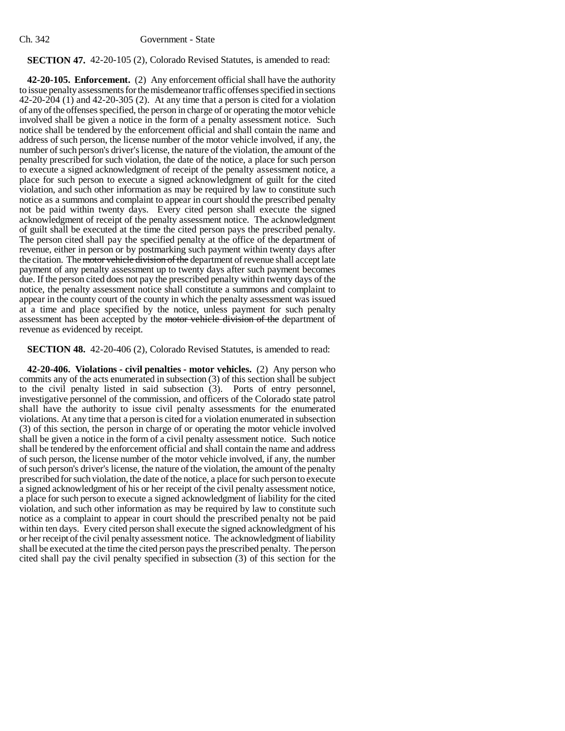**SECTION 47.** 42-20-105 (2), Colorado Revised Statutes, is amended to read:

**42-20-105. Enforcement.** (2) Any enforcement official shall have the authority to issue penalty assessments for the misdemeanor traffic offenses specified in sections 42-20-204 (1) and 42-20-305 (2). At any time that a person is cited for a violation of any of the offenses specified, the person in charge of or operating the motor vehicle involved shall be given a notice in the form of a penalty assessment notice. Such notice shall be tendered by the enforcement official and shall contain the name and address of such person, the license number of the motor vehicle involved, if any, the number of such person's driver's license, the nature of the violation, the amount of the penalty prescribed for such violation, the date of the notice, a place for such person to execute a signed acknowledgment of receipt of the penalty assessment notice, a place for such person to execute a signed acknowledgment of guilt for the cited violation, and such other information as may be required by law to constitute such notice as a summons and complaint to appear in court should the prescribed penalty not be paid within twenty days. Every cited person shall execute the signed acknowledgment of receipt of the penalty assessment notice. The acknowledgment of guilt shall be executed at the time the cited person pays the prescribed penalty. The person cited shall pay the specified penalty at the office of the department of revenue, either in person or by postmarking such payment within twenty days after the citation. The ~~motor vehicle division of the~~ department of revenue shall accept late payment of any penalty assessment up to twenty days after such payment becomes due. If the person cited does not pay the prescribed penalty within twenty days of the notice, the penalty assessment notice shall constitute a summons and complaint to appear in the county court of the county in which the penalty assessment was issued at a time and place specified by the notice, unless payment for such penalty assessment has been accepted by the ~~motor vehicle division of the~~ department of revenue as evidenced by receipt.

**SECTION 48.** 42-20-406 (2), Colorado Revised Statutes, is amended to read:

**42-20-406. Violations - civil penalties - motor vehicles.** (2) Any person who commits any of the acts enumerated in subsection (3) of this section shall be subject to the civil penalty listed in said subsection (3). Ports of entry personnel, investigative personnel of the commission, and officers of the Colorado state patrol shall have the authority to issue civil penalty assessments for the enumerated violations. At any time that a person is cited for a violation enumerated in subsection (3) of this section, the person in charge of or operating the motor vehicle involved shall be given a notice in the form of a civil penalty assessment notice. Such notice shall be tendered by the enforcement official and shall contain the name and address of such person, the license number of the motor vehicle involved, if any, the number of such person's driver's license, the nature of the violation, the amount of the penalty prescribed for such violation, the date of the notice, a place for such person to execute a signed acknowledgment of his or her receipt of the civil penalty assessment notice, a place for such person to execute a signed acknowledgment of liability for the cited violation, and such other information as may be required by law to constitute such notice as a complaint to appear in court should the prescribed penalty not be paid within ten days. Every cited person shall execute the signed acknowledgment of his or her receipt of the civil penalty assessment notice. The acknowledgment of liability shall be executed at the time the cited person pays the prescribed penalty. The person cited shall pay the civil penalty specified in subsection (3) of this section for the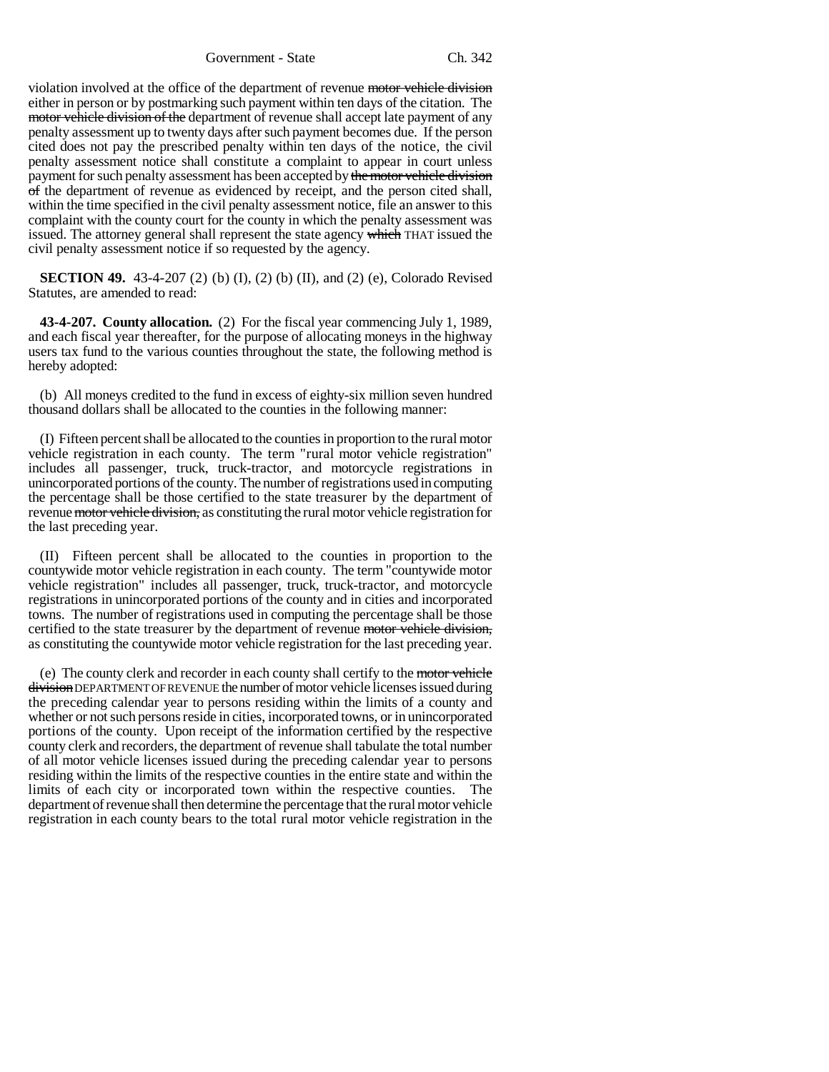violation involved at the office of the department of revenue ~~motor vehicle division~~ either in person or by postmarking such payment within ten days of the citation. The ~~motor vehicle division of the~~ department of revenue shall accept late payment of any penalty assessment up to twenty days after such payment becomes due. If the person cited does not pay the prescribed penalty within ten days of the notice, the civil penalty assessment notice shall constitute a complaint to appear in court unless payment for such penalty assessment has been accepted by ~~the motor vehicle division of~~ the department of revenue as evidenced by receipt, and the person cited shall, within the time specified in the civil penalty assessment notice, file an answer to this complaint with the county court for the county in which the penalty assessment was issued. The attorney general shall represent the state agency ~~which~~ THAT issued the civil penalty assessment notice if so requested by the agency.

**SECTION 49.** 43-4-207 (2) (b) (I), (2) (b) (II), and (2) (e), Colorado Revised Statutes, are amended to read:

**43-4-207. County allocation.** (2) For the fiscal year commencing July 1, 1989, and each fiscal year thereafter, for the purpose of allocating moneys in the highway users tax fund to the various counties throughout the state, the following method is hereby adopted:

(b) All moneys credited to the fund in excess of eighty-six million seven hundred thousand dollars shall be allocated to the counties in the following manner:

(I) Fifteen percent shall be allocated to the counties in proportion to the rural motor vehicle registration in each county. The term "rural motor vehicle registration" includes all passenger, truck, truck-tractor, and motorcycle registrations in unincorporated portions of the county. The number of registrations used in computing the percentage shall be those certified to the state treasurer by the department of revenue ~~motor vehicle division,~~ as constituting the rural motor vehicle registration for the last preceding year.

(II) Fifteen percent shall be allocated to the counties in proportion to the countywide motor vehicle registration in each county. The term "countywide motor vehicle registration" includes all passenger, truck, truck-tractor, and motorcycle registrations in unincorporated portions of the county and in cities and incorporated towns. The number of registrations used in computing the percentage shall be those certified to the state treasurer by the department of revenue ~~motor vehicle division,~~ as constituting the countywide motor vehicle registration for the last preceding year.

(e) The county clerk and recorder in each county shall certify to the ~~motor vehicle division~~ DEPARTMENT OF REVENUE the number of motor vehicle licenses issued during the preceding calendar year to persons residing within the limits of a county and whether or not such persons reside in cities, incorporated towns, or in unincorporated portions of the county. Upon receipt of the information certified by the respective county clerk and recorders, the department of revenue shall tabulate the total number of all motor vehicle licenses issued during the preceding calendar year to persons residing within the limits of the respective counties in the entire state and within the limits of each city or incorporated town within the respective counties. The department of revenue shall then determine the percentage that the rural motor vehicle registration in each county bears to the total rural motor vehicle registration in the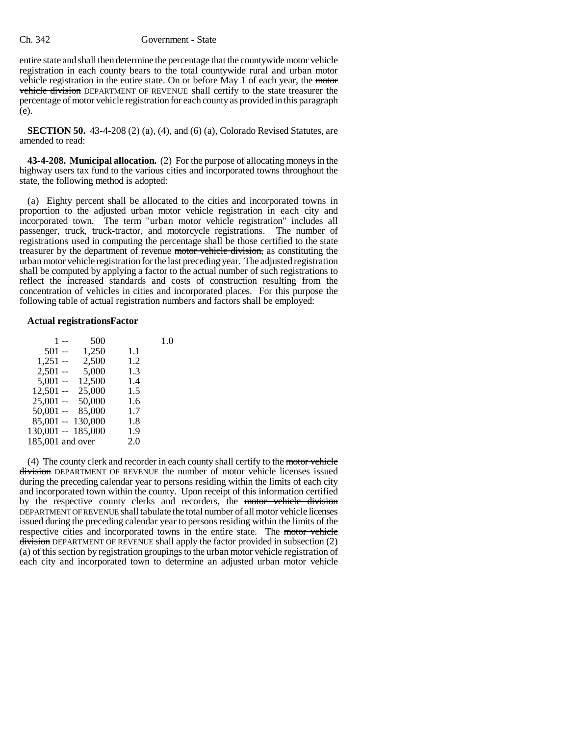entire state and shall then determine the percentage that the countywide motor vehicle registration in each county bears to the total countywide rural and urban motor vehicle registration in the entire state. On or before May 1 of each year, the ~~motor vehicle division~~ DEPARTMENT OF REVENUE shall certify to the state treasurer the percentage of motor vehicle registration for each county as provided in this paragraph (e).

**SECTION 50.** 43-4-208 (2) (a), (4), and (6) (a), Colorado Revised Statutes, are amended to read:

**43-4-208. Municipal allocation.** (2) For the purpose of allocating moneys in the highway users tax fund to the various cities and incorporated towns throughout the state, the following method is adopted:

(a) Eighty percent shall be allocated to the cities and incorporated towns in proportion to the adjusted urban motor vehicle registration in each city and incorporated town. The term "urban motor vehicle registration" includes all passenger, truck, truck-tractor, and motorcycle registrations. The number of registrations used in computing the percentage shall be those certified to the state treasurer by the department of revenue ~~motor vehicle division,~~ as constituting the urban motor vehicle registration for the last preceding year. The adjusted registration shall be computed by applying a factor to the actual number of such registrations to reflect the increased standards and costs of construction resulting from the concentration of vehicles in cities and incorporated places. For this purpose the following table of actual registration numbers and factors shall be employed:

| Actual registrations | Factor |
|---|---|
| 1 -- 500 | 1.0 |
| 501 -- 1,250 | 1.1 |
| 1,251 -- 2,500 | 1.2 |
| 2,501 -- 5,000 | 1.3 |
| 5,001 -- 12,500 | 1.4 |
| 12,501 -- 25,000 | 1.5 |
| 25,001 -- 50,000 | 1.6 |
| 50,001 -- 85,000 | 1.7 |
| 85,001 -- 130,000 | 1.8 |
| 130,001 -- 185,000 | 1.9 |
| 185,001 and over | 2.0 |

(4) The county clerk and recorder in each county shall certify to the ~~motor vehicle division~~ DEPARTMENT OF REVENUE the number of motor vehicle licenses issued during the preceding calendar year to persons residing within the limits of each city and incorporated town within the county. Upon receipt of this information certified by the respective county clerks and recorders, the ~~motor vehicle division~~ DEPARTMENT OF REVENUE shall tabulate the total number of all motor vehicle licenses issued during the preceding calendar year to persons residing within the limits of the respective cities and incorporated towns in the entire state. The ~~motor vehicle division~~ DEPARTMENT OF REVENUE shall apply the factor provided in subsection (2) (a) of this section by registration groupings to the urban motor vehicle registration of each city and incorporated town to determine an adjusted urban motor vehicle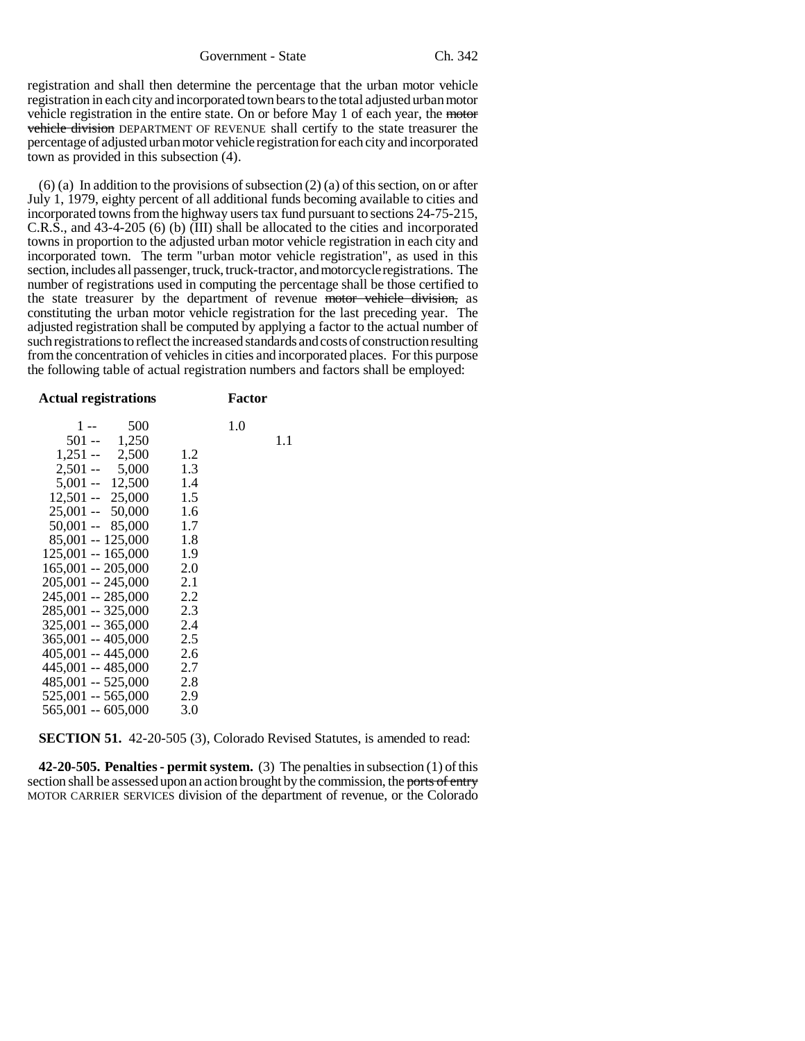registration and shall then determine the percentage that the urban motor vehicle registration in each city and incorporated town bears to the total adjusted urban motor vehicle registration in the entire state. On or before May 1 of each year, the ~~motor vehicle division~~ DEPARTMENT OF REVENUE shall certify to the state treasurer the percentage of adjusted urban motor vehicle registration for each city and incorporated town as provided in this subsection (4).

(6) (a) In addition to the provisions of subsection (2) (a) of this section, on or after July 1, 1979, eighty percent of all additional funds becoming available to cities and incorporated towns from the highway users tax fund pursuant to sections 24-75-215, C.R.S., and 43-4-205 (6) (b) (III) shall be allocated to the cities and incorporated towns in proportion to the adjusted urban motor vehicle registration in each city and incorporated town. The term "urban motor vehicle registration", as used in this section, includes all passenger, truck, truck-tractor, and motorcycle registrations. The number of registrations used in computing the percentage shall be those certified to the state treasurer by the department of revenue ~~motor vehicle division,~~ as constituting the urban motor vehicle registration for the last preceding year. The adjusted registration shall be computed by applying a factor to the actual number of such registrations to reflect the increased standards and costs of construction resulting from the concentration of vehicles in cities and incorporated places. For this purpose the following table of actual registration numbers and factors shall be employed:

| Actual registrations | Factor |
|---|---|
| 1 -- 500 | 1.0 |
| 501 -- 1,250 | 1.1 |
| 1,251 -- 2,500 | 1.2 |
| 2,501 -- 5,000 | 1.3 |
| 5,001 -- 12,500 | 1.4 |
| 12,501 -- 25,000 | 1.5 |
| 25,001 -- 50,000 | 1.6 |
| 50,001 -- 85,000 | 1.7 |
| 85,001 -- 125,000 | 1.8 |
| 125,001 -- 165,000 | 1.9 |
| 165,001 -- 205,000 | 2.0 |
| 205,001 -- 245,000 | 2.1 |
| 245,001 -- 285,000 | 2.2 |
| 285,001 -- 325,000 | 2.3 |
| 325,001 -- 365,000 | 2.4 |
| 365,001 -- 405,000 | 2.5 |
| 405,001 -- 445,000 | 2.6 |
| 445,001 -- 485,000 | 2.7 |
| 485,001 -- 525,000 | 2.8 |
| 525,001 -- 565,000 | 2.9 |
| 565,001 -- 605,000 | 3.0 |

**SECTION 51.** 42-20-505 (3), Colorado Revised Statutes, is amended to read:

**42-20-505. Penalties - permit system.** (3) The penalties in subsection (1) of this section shall be assessed upon an action brought by the commission, the ~~ports of entry~~ MOTOR CARRIER SERVICES division of the department of revenue, or the Colorado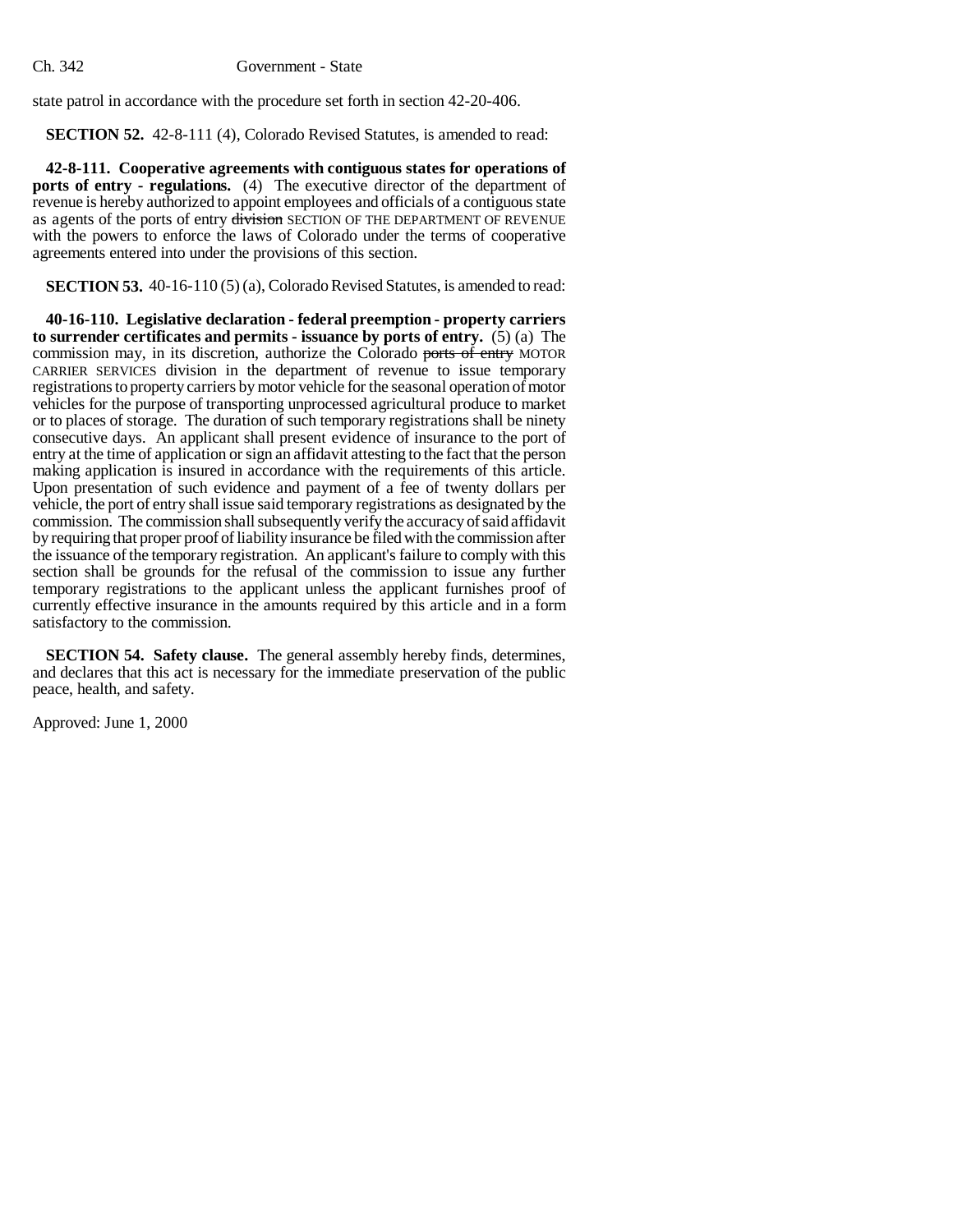state patrol in accordance with the procedure set forth in section 42-20-406.

**SECTION 52.** 42-8-111 (4), Colorado Revised Statutes, is amended to read:

**42-8-111. Cooperative agreements with contiguous states for operations of ports of entry - regulations.** (4) The executive director of the department of revenue is hereby authorized to appoint employees and officials of a contiguous state as agents of the ports of entry ~~division~~ SECTION OF THE DEPARTMENT OF REVENUE with the powers to enforce the laws of Colorado under the terms of cooperative agreements entered into under the provisions of this section.

**SECTION 53.** 40-16-110 (5) (a), Colorado Revised Statutes, is amended to read:

**40-16-110. Legislative declaration - federal preemption - property carriers to surrender certificates and permits - issuance by ports of entry.** (5) (a) The commission may, in its discretion, authorize the Colorado ~~ports of entry~~ MOTOR CARRIER SERVICES division in the department of revenue to issue temporary registrations to property carriers by motor vehicle for the seasonal operation of motor vehicles for the purpose of transporting unprocessed agricultural produce to market or to places of storage. The duration of such temporary registrations shall be ninety consecutive days. An applicant shall present evidence of insurance to the port of entry at the time of application or sign an affidavit attesting to the fact that the person making application is insured in accordance with the requirements of this article. Upon presentation of such evidence and payment of a fee of twenty dollars per vehicle, the port of entry shall issue said temporary registrations as designated by the commission. The commission shall subsequently verify the accuracy of said affidavit by requiring that proper proof of liability insurance be filed with the commission after the issuance of the temporary registration. An applicant's failure to comply with this section shall be grounds for the refusal of the commission to issue any further temporary registrations to the applicant unless the applicant furnishes proof of currently effective insurance in the amounts required by this article and in a form satisfactory to the commission.

**SECTION 54. Safety clause.** The general assembly hereby finds, determines, and declares that this act is necessary for the immediate preservation of the public peace, health, and safety.

Approved: June 1, 2000